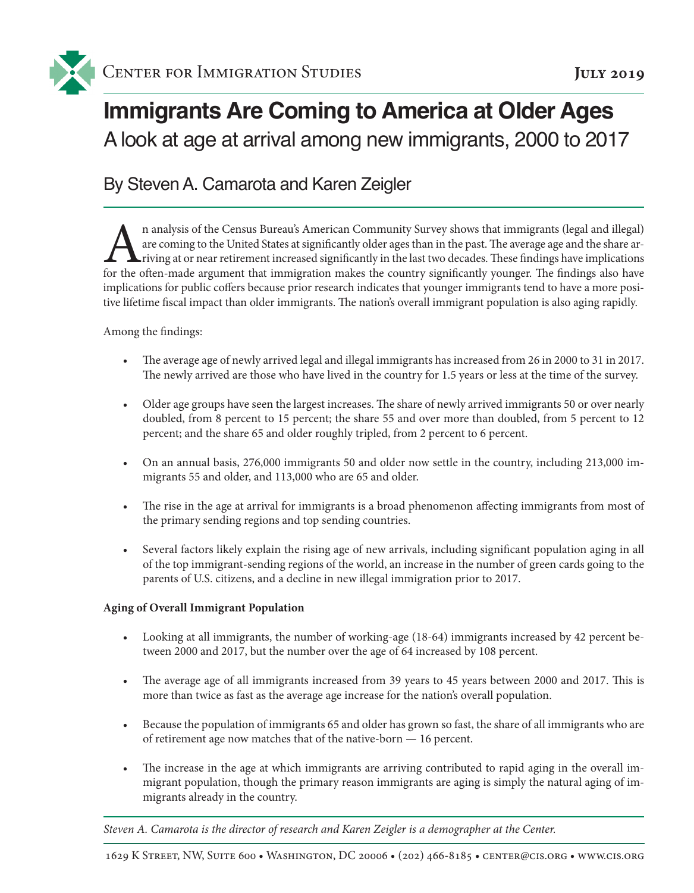Center for Immigration Studies

July 2019

# Immigrants Are Coming to America at Older Ages

## A look at age at arrival among new immigrants, 2000 to 2017

### By Steven A. Camarota and Karen Zeigler

An analysis of the Census Bureau's American Community Survey shows that immigrants (legal and illegal) are coming to the United States at significantly older ages than in the past. The average age and the share arriving at or near retirement increased significantly in the last two decades. These findings have implications for the often-made argument that immigration makes the country significantly younger. The findings also have implications for public coffers because prior research indicates that younger immigrants tend to have a more positive lifetime fiscal impact than older immigrants. The nation's overall immigrant population is also aging rapidly.

Among the findings:

- The average age of newly arrived legal and illegal immigrants has increased from 26 in 2000 to 31 in 2017. The newly arrived are those who have lived in the country for 1.5 years or less at the time of the survey.
- Older age groups have seen the largest increases. The share of newly arrived immigrants 50 or over nearly doubled, from 8 percent to 15 percent; the share 55 and over more than doubled, from 5 percent to 12 percent; and the share 65 and older roughly tripled, from 2 percent to 6 percent.
- On an annual basis, 276,000 immigrants 50 and older now settle in the country, including 213,000 immigrants 55 and older, and 113,000 who are 65 and older.
- The rise in the age at arrival for immigrants is a broad phenomenon affecting immigrants from most of the primary sending regions and top sending countries.
- Several factors likely explain the rising age of new arrivals, including significant population aging in all of the top immigrant-sending regions of the world, an increase in the number of green cards going to the parents of U.S. citizens, and a decline in new illegal immigration prior to 2017.

**Aging of Overall Immigrant Population**

- Looking at all immigrants, the number of working-age (18-64) immigrants increased by 42 percent between 2000 and 2017, but the number over the age of 64 increased by 108 percent.
- The average age of all immigrants increased from 39 years to 45 years between 2000 and 2017. This is more than twice as fast as the average age increase for the nation's overall population.
- Because the population of immigrants 65 and older has grown so fast, the share of all immigrants who are of retirement age now matches that of the native-born — 16 percent.
- The increase in the age at which immigrants are arriving contributed to rapid aging in the overall immigrant population, though the primary reason immigrants are aging is simply the natural aging of immigrants already in the country.

*Steven A. Camarota is the director of research and Karen Zeigler is a demographer at the Center.*

1629 K Street, NW, Suite 600 • Washington, DC 20006 • (202) 466-8185 • center@cis.org • www.cis.org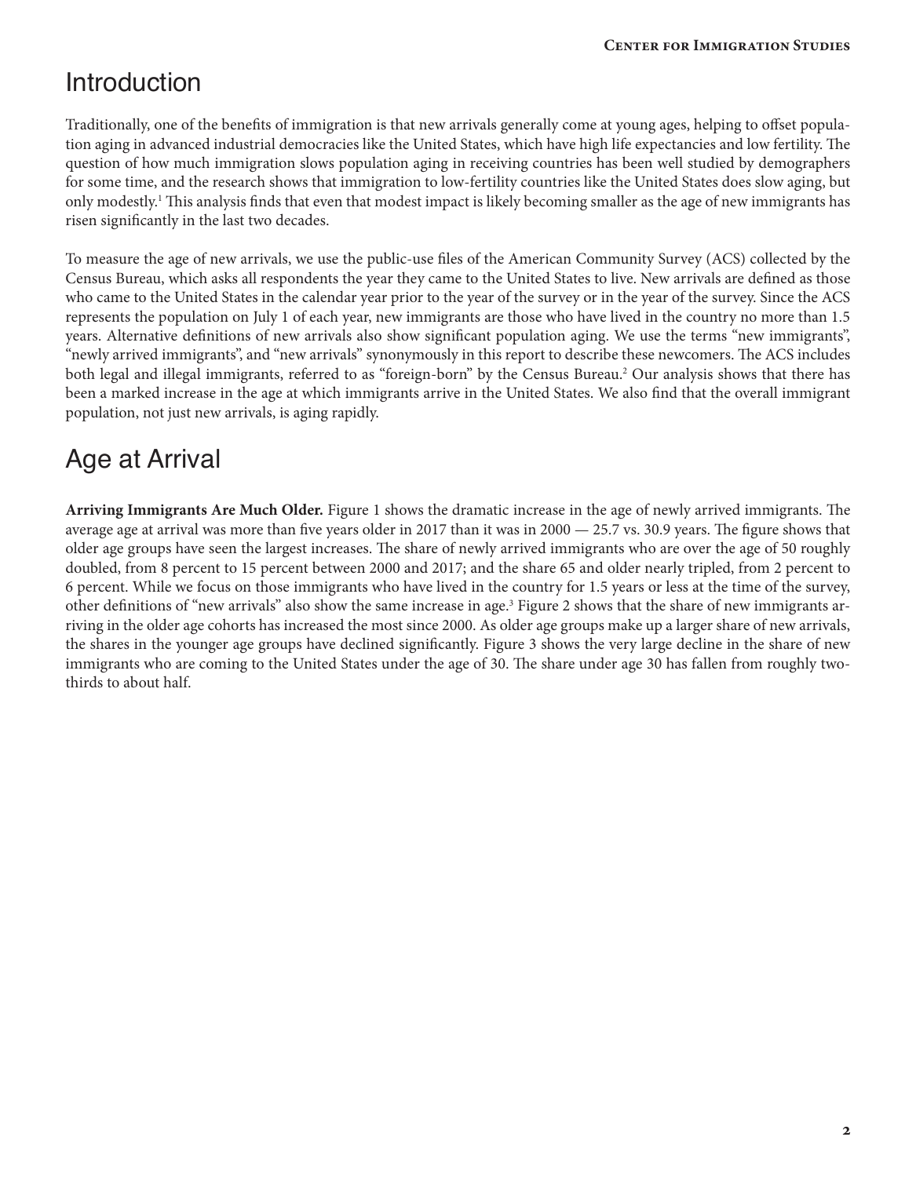## Introduction

Traditionally, one of the benefits of immigration is that new arrivals generally come at young ages, helping to offset population aging in advanced industrial democracies like the United States, which have high life expectancies and low fertility. The question of how much immigration slows population aging in receiving countries has been well studied by demographers for some time, and the research shows that immigration to low-fertility countries like the United States does slow aging, but only modestly.[1] This analysis finds that even that modest impact is likely becoming smaller as the age of new immigrants has risen significantly in the last two decades.

To measure the age of new arrivals, we use the public-use files of the American Community Survey (ACS) collected by the Census Bureau, which asks all respondents the year they came to the United States to live. New arrivals are defined as those who came to the United States in the calendar year prior to the year of the survey or in the year of the survey. Since the ACS represents the population on July 1 of each year, new immigrants are those who have lived in the country no more than 1.5 years. Alternative definitions of new arrivals also show significant population aging. We use the terms "new immigrants", "newly arrived immigrants", and "new arrivals" synonymously in this report to describe these newcomers. The ACS includes both legal and illegal immigrants, referred to as "foreign-born" by the Census Bureau.[2] Our analysis shows that there has been a marked increase in the age at which immigrants arrive in the United States. We also find that the overall immigrant population, not just new arrivals, is aging rapidly.

## Age at Arrival

**Arriving Immigrants Are Much Older.** Figure 1 shows the dramatic increase in the age of newly arrived immigrants. The average age at arrival was more than five years older in 2017 than it was in 2000 — 25.7 vs. 30.9 years. The figure shows that older age groups have seen the largest increases. The share of newly arrived immigrants who are over the age of 50 roughly doubled, from 8 percent to 15 percent between 2000 and 2017; and the share 65 and older nearly tripled, from 2 percent to 6 percent. While we focus on those immigrants who have lived in the country for 1.5 years or less at the time of the survey, other definitions of "new arrivals" also show the same increase in age.[3] Figure 2 shows that the share of new immigrants arriving in the older age cohorts has increased the most since 2000. As older age groups make up a larger share of new arrivals, the shares in the younger age groups have declined significantly. Figure 3 shows the very large decline in the share of new immigrants who are coming to the United States under the age of 30. The share under age 30 has fallen from roughly two-thirds to about half.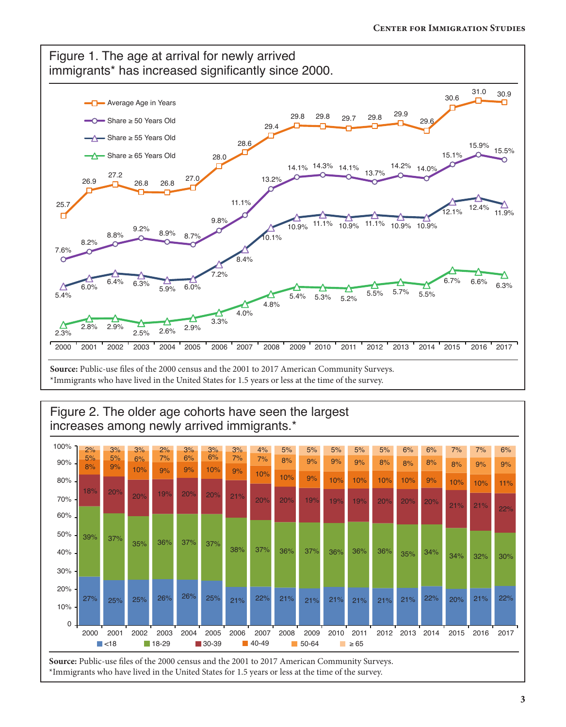## Figure 1. The age at arrival for newly arrived immigrants* has increased significantly since 2000.

| Year | Average Age in Years | Share ≥ 50 Years Old | Share ≥ 55 Years Old | Share ≥ 65 Years Old |
|---|---|---|---|---|
| 2000 | 25.7 | 7.6% | 5.4% | 2.3% |
| 2001 | 26.9 | 8.2% | 6.0% | 2.8% |
| 2002 | 27.2 | 8.8% | 6.4% | 2.9% |
| 2003 | 26.8 | 9.2% | 6.3% | 2.5% |
| 2004 | 26.8 | 8.9% | 5.9% | 2.6% |
| 2005 | 27.0 | 8.7% | 6.0% | 2.9% |
| 2006 | 28.0 | 9.8% | 7.2% | 3.3% |
| 2007 | 28.6 | 11.1% | 8.4% | 4.0% |
| 2008 | 29.4 | 13.2% | 10.1% | 4.8% |
| 2009 | 29.8 | 14.1% | 10.9% | 5.4% |
| 2010 | 29.8 | 14.3% | 11.1% | 5.3% |
| 2011 | 29.7 | 14.1% | 10.9% | 5.2% |
| 2012 | 29.8 | 13.7% | 11.1% | 5.5% |
| 2013 | 29.9 | 14.2% | 10.9% | 5.7% |
| 2014 | 29.6 | 14.0% | 10.9% | 5.5% |
| 2015 | 30.6 | 15.1% | 12.1% | 6.7% |
| 2016 | 31.0 | 15.9% | 12.4% | 6.6% |
| 2017 | 30.9 | 15.5% | 11.9% | 6.3% |

**Source:** Public-use files of the 2000 census and the 2001 to 2017 American Community Surveys.
*Immigrants who have lived in the United States for 1.5 years or less at the time of the survey.

## Figure 2. The older age cohorts have seen the largest increases among newly arrived immigrants.*

| Year | <18 | 18-29 | 30-39 | 40-49 | 50-64 | ≥ 65 |
|---|---|---|---|---|---|---|
| 2000 | 27% | 39% | 18% | 8% | 5% | 2% |
| 2001 | 25% | 37% | 20% | 9% | 5% | 3% |
| 2002 | 25% | 35% | 20% | 10% | 6% | 3% |
| 2003 | 26% | 36% | 19% | 9% | 7% | 2% |
| 2004 | 26% | 37% | 20% | 9% | 6% | 3% |
| 2005 | 25% | 37% | 20% | 10% | 6% | 3% |
| 2006 | 21% | 38% | 21% | 9% | 7% | 3% |
| 2007 | 22% | 37% | 20% | 10% | 7% | 4% |
| 2008 | 21% | 36% | 20% | 10% | 8% | 5% |
| 2009 | 21% | 37% | 19% | 9% | 9% | 5% |
| 2010 | 21% | 36% | 19% | 10% | 9% | 5% |
| 2011 | 21% | 36% | 19% | 10% | 9% | 5% |
| 2012 | 21% | 36% | 20% | 10% | 8% | 5% |
| 2013 | 21% | 35% | 20% | 10% | 8% | 6% |
| 2014 | 22% | 34% | 20% | 9% | 8% | 6% |
| 2015 | 20% | 34% | 21% | 10% | 8% | 7% |
| 2016 | 21% | 32% | 21% | 10% | 9% | 7% |
| 2017 | 22% | 30% | 22% | 11% | 9% | 6% |

**Source:** Public-use files of the 2000 census and the 2001 to 2017 American Community Surveys.
*Immigrants who have lived in the United States for 1.5 years or less at the time of the survey.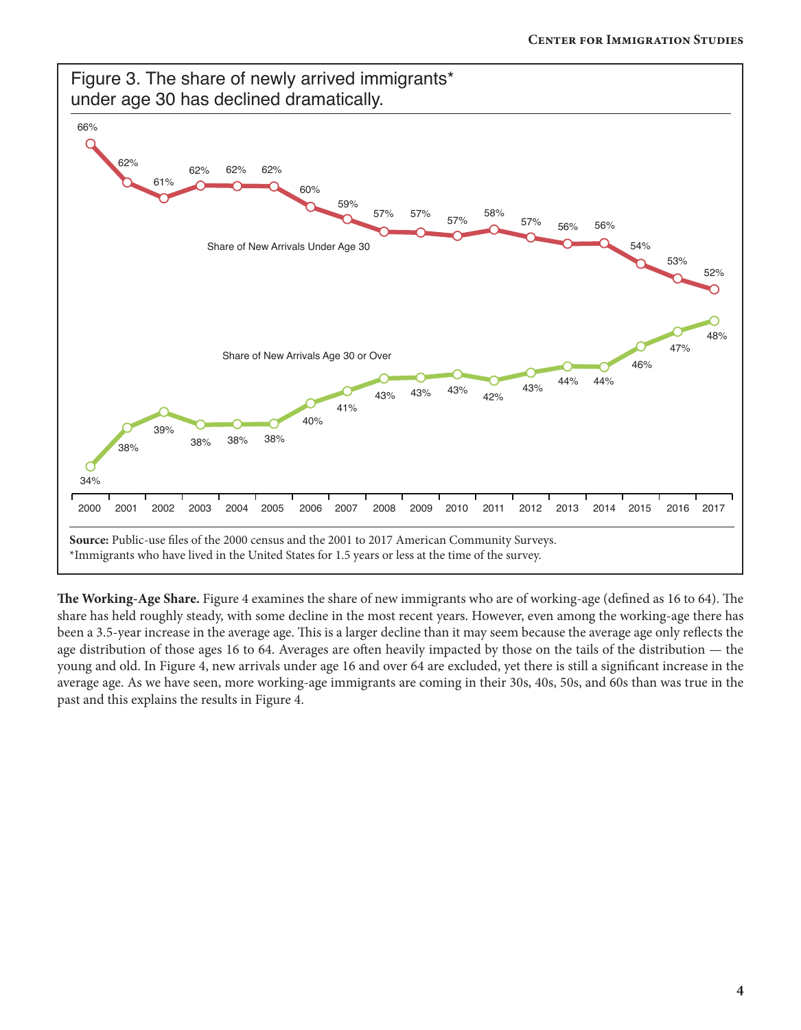Figure 3. The share of newly arrived immigrants* under age 30 has declined dramatically.

| Year | Share of New Arrivals Under Age 30 | Share of New Arrivals Age 30 or Over |
|---|---|---|
| 2000 | 66% | 34% |
| 2001 | 62% | 38% |
| 2002 | 61% | 39% |
| 2003 | 62% | 38% |
| 2004 | 62% | 38% |
| 2005 | 62% | 38% |
| 2006 | 60% | 40% |
| 2007 | 59% | 41% |
| 2008 | 57% | 43% |
| 2009 | 57% | 43% |
| 2010 | 57% | 43% |
| 2011 | 58% | 42% |
| 2012 | 57% | 43% |
| 2013 | 56% | 44% |
| 2014 | 56% | 44% |
| 2015 | 54% | 46% |
| 2016 | 53% | 47% |
| 2017 | 52% | 48% |

**Source:** Public-use files of the 2000 census and the 2001 to 2017 American Community Surveys.
*Immigrants who have lived in the United States for 1.5 years or less at the time of the survey.

**The Working-Age Share.** Figure 4 examines the share of new immigrants who are of working-age (defined as 16 to 64). The share has held roughly steady, with some decline in the most recent years. However, even among the working-age there has been a 3.5-year increase in the average age. This is a larger decline than it may seem because the average age only reflects the age distribution of those ages 16 to 64. Averages are often heavily impacted by those on the tails of the distribution — the young and old. In Figure 4, new arrivals under age 16 and over 64 are excluded, yet there is still a significant increase in the average age. As we have seen, more working-age immigrants are coming in their 30s, 40s, 50s, and 60s than was true in the past and this explains the results in Figure 4.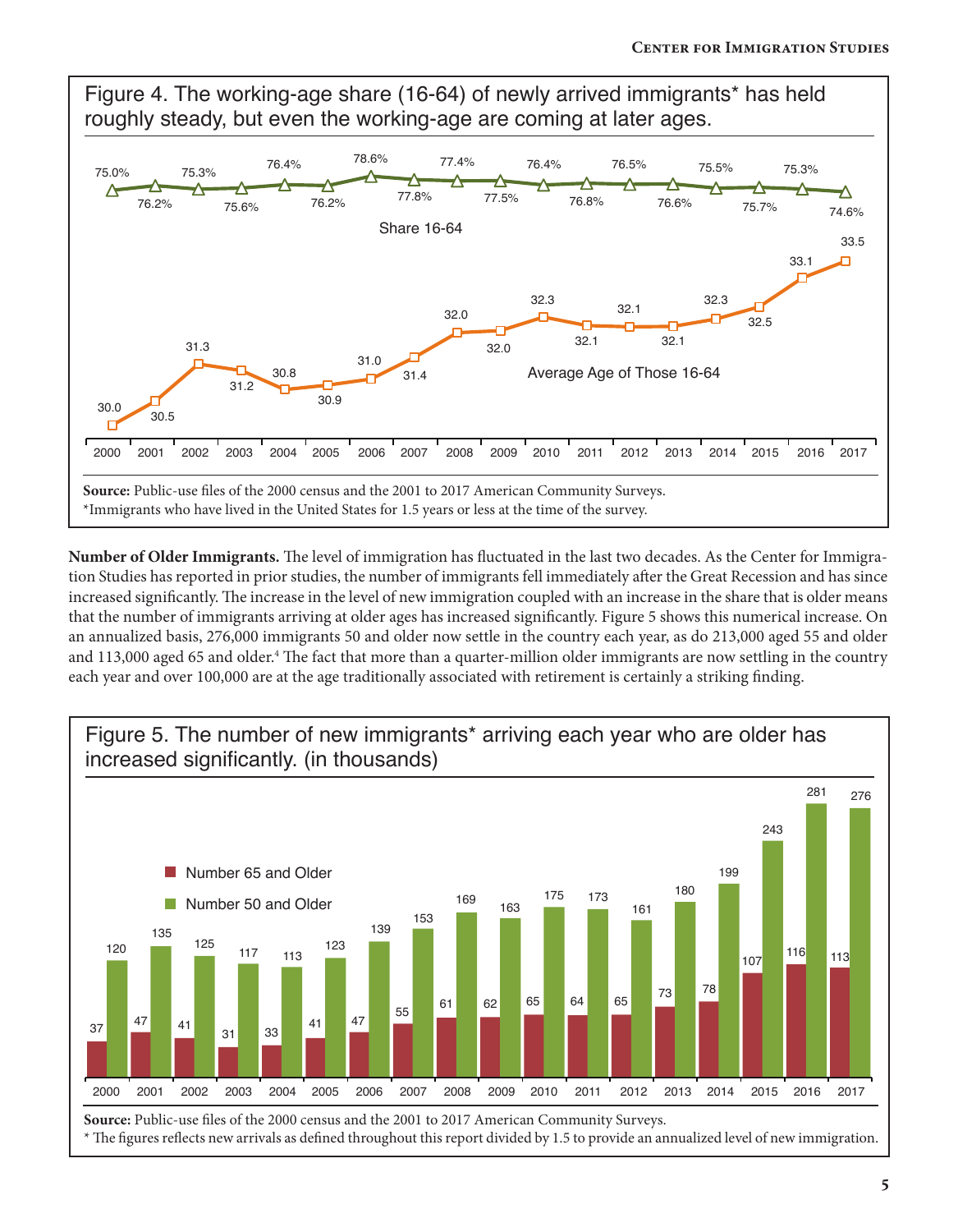Figure 4. The working-age share (16-64) of newly arrived immigrants* has held roughly steady, but even the working-age are coming at later ages.

| Year | Share 16-64 | Average Age of Those 16-64 |
|---|---|---|
| 2000 | 75.0% | 30.0 |
| 2001 | 76.2% | 30.5 |
| 2002 | 75.3% | 31.3 |
| 2003 | 75.6% | 31.2 |
| 2004 | 76.4% | 30.8 |
| 2005 | 76.2% | 30.9 |
| 2006 | 78.6% | 31.0 |
| 2007 | 77.8% | 31.4 |
| 2008 | 77.4% | 32.0 |
| 2009 | 77.5% | 32.0 |
| 2010 | 76.4% | 32.3 |
| 2011 | 76.8% | 32.1 |
| 2012 | 76.5% | 32.1 |
| 2013 | 76.6% | 32.1 |
| 2014 | 75.5% | 32.3 |
| 2015 | 75.7% | 32.5 |
| 2016 | 75.3% | 33.1 |
| 2017 | 74.6% | 33.5 |

**Source:** Public-use files of the 2000 census and the 2001 to 2017 American Community Surveys.
*Immigrants who have lived in the United States for 1.5 years or less at the time of the survey.

**Number of Older Immigrants.** The level of immigration has fluctuated in the last two decades. As the Center for Immigration Studies has reported in prior studies, the number of immigrants fell immediately after the Great Recession and has since increased significantly. The increase in the level of new immigration coupled with an increase in the share that is older means that the number of immigrants arriving at older ages has increased significantly. Figure 5 shows this numerical increase. On an annualized basis, 276,000 immigrants 50 and older now settle in the country each year, as do 213,000 aged 55 and older and 113,000 aged 65 and older.[4] The fact that more than a quarter-million older immigrants are now settling in the country each year and over 100,000 are at the age traditionally associated with retirement is certainly a striking finding.

Figure 5. The number of new immigrants* arriving each year who are older has increased significantly. (in thousands)

| Year | Number 65 and Older | Number 50 and Older |
|---|---|---|
| 2000 | 37 | 120 |
| 2001 | 47 | 135 |
| 2002 | 41 | 125 |
| 2003 | 31 | 117 |
| 2004 | 33 | 113 |
| 2005 | 41 | 123 |
| 2006 | 47 | 139 |
| 2007 | 55 | 153 |
| 2008 | 61 | 169 |
| 2009 | 62 | 163 |
| 2010 | 65 | 175 |
| 2011 | 64 | 173 |
| 2012 | 65 | 161 |
| 2013 | 73 | 180 |
| 2014 | 78 | 199 |
| 2015 | 107 | 243 |
| 2016 | 116 | 281 |
| 2017 | 113 | 276 |

**Source:** Public-use files of the 2000 census and the 2001 to 2017 American Community Surveys.
* The figures reflects new arrivals as defined throughout this report divided by 1.5 to provide an annualized level of new immigration.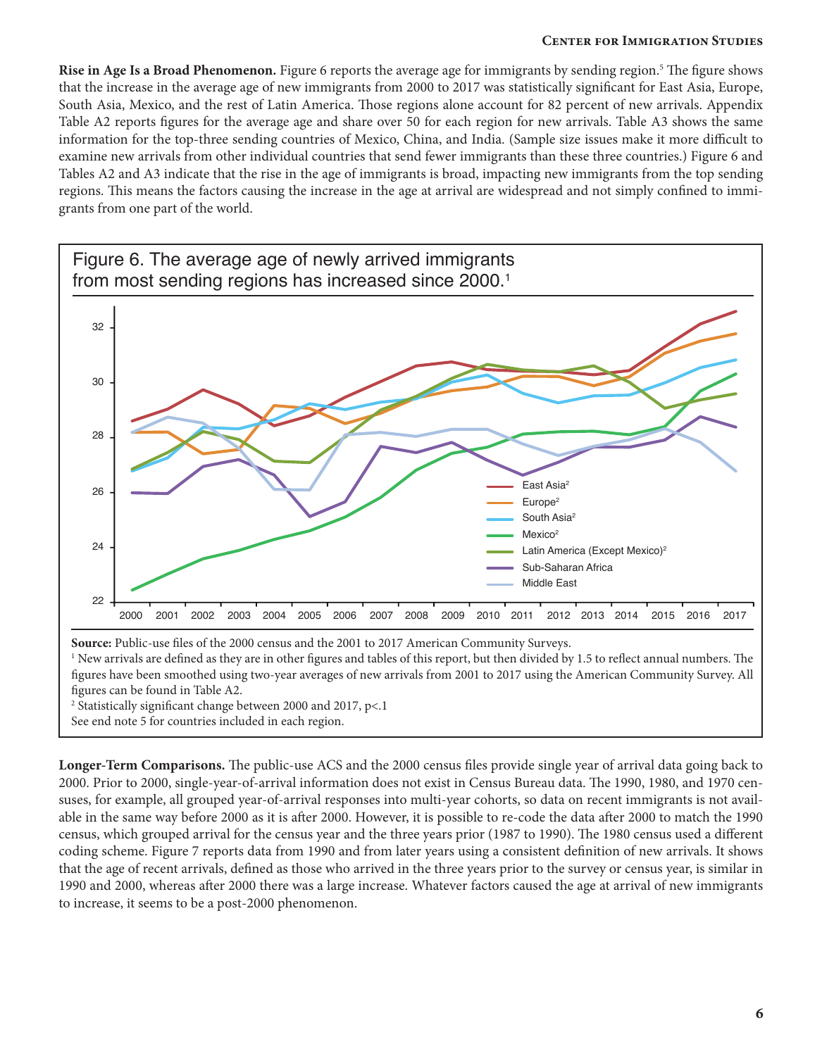**Rise in Age Is a Broad Phenomenon.** Figure 6 reports the average age for immigrants by sending region.[5] The figure shows that the increase in the average age of new immigrants from 2000 to 2017 was statistically significant for East Asia, Europe, South Asia, Mexico, and the rest of Latin America. Those regions alone account for 82 percent of new arrivals. Appendix Table A2 reports figures for the average age and share over 50 for each region for new arrivals. Table A3 shows the same information for the top-three sending countries of Mexico, China, and India. (Sample size issues make it more difficult to examine new arrivals from other individual countries that send fewer immigrants than these three countries.) Figure 6 and Tables A2 and A3 indicate that the rise in the age of immigrants is broad, impacting new immigrants from the top sending regions. This means the factors causing the increase in the age at arrival are widespread and not simply confined to immigrants from one part of the world.

Figure 6. The average age of newly arrived immigrants from most sending regions has increased since 2000.[1]

Legend: East Asia[2]; Europe[2]; South Asia[2]; Mexico[2]; Latin America (Except Mexico)[2]; Sub-Saharan Africa; Middle East

**Source:** Public-use files of the 2000 census and the 2001 to 2017 American Community Surveys.

[1] New arrivals are defined as they are in other figures and tables of this report, but then divided by 1.5 to reflect annual numbers. The figures have been smoothed using two-year averages of new arrivals from 2001 to 2017 using the American Community Survey. All figures can be found in Table A2.

[2] Statistically significant change between 2000 and 2017, p<.1

See end note 5 for countries included in each region.

**Longer-Term Comparisons.** The public-use ACS and the 2000 census files provide single year of arrival data going back to 2000. Prior to 2000, single-year-of-arrival information does not exist in Census Bureau data. The 1990, 1980, and 1970 censuses, for example, all grouped year-of-arrival responses into multi-year cohorts, so data on recent immigrants is not available in the same way before 2000 as it is after 2000. However, it is possible to re-code the data after 2000 to match the 1990 census, which grouped arrival for the census year and the three years prior (1987 to 1990). The 1980 census used a different coding scheme. Figure 7 reports data from 1990 and from later years using a consistent definition of new arrivals. It shows that the age of recent arrivals, defined as those who arrived in the three years prior to the survey or census year, is similar in 1990 and 2000, whereas after 2000 there was a large increase. Whatever factors caused the age at arrival of new immigrants to increase, it seems to be a post-2000 phenomenon.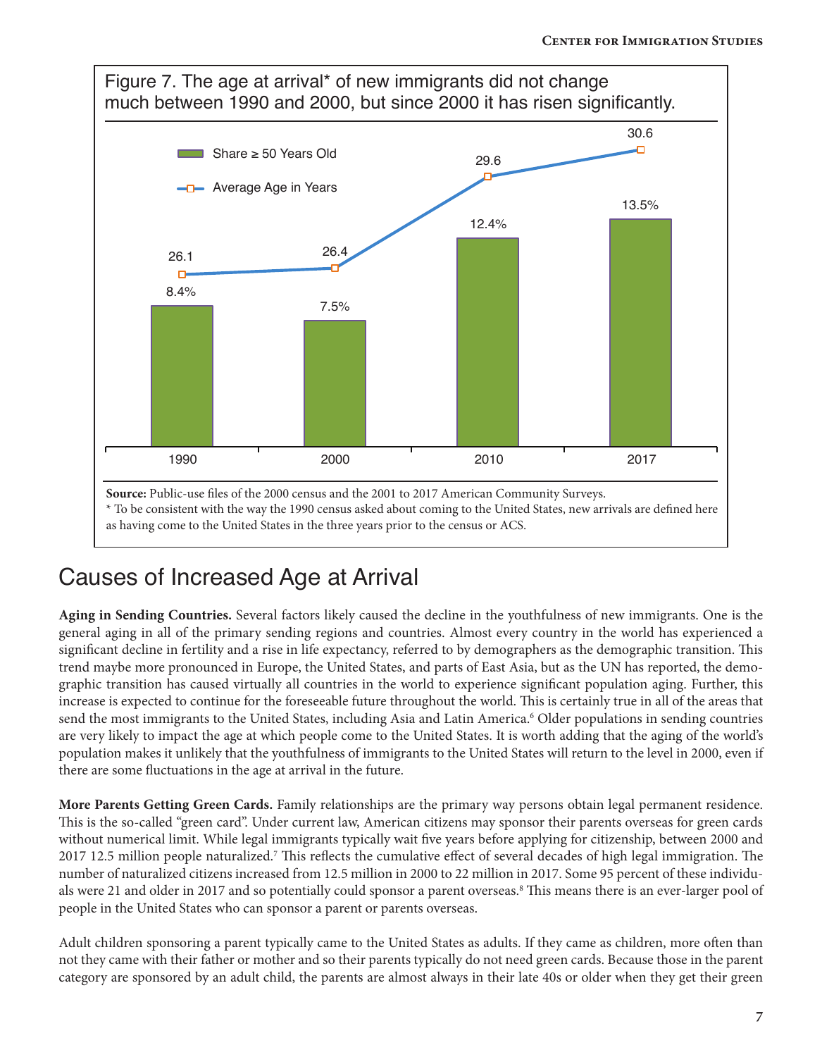Figure 7. The age at arrival* of new immigrants did not change much between 1990 and 2000, but since 2000 it has risen significantly.

| | 1990 | 2000 | 2010 | 2017 |
|---|---|---|---|---|
| Share ≥ 50 Years Old | 8.4% | 7.5% | 12.4% | 13.5% |
| Average Age in Years | 26.1 | 26.4 | 29.6 | 30.6 |

**Source:** Public-use files of the 2000 census and the 2001 to 2017 American Community Surveys.
* To be consistent with the way the 1990 census asked about coming to the United States, new arrivals are defined here as having come to the United States in the three years prior to the census or ACS.

## Causes of Increased Age at Arrival

**Aging in Sending Countries.** Several factors likely caused the decline in the youthfulness of new immigrants. One is the general aging in all of the primary sending regions and countries. Almost every country in the world has experienced a significant decline in fertility and a rise in life expectancy, referred to by demographers as the demographic transition. This trend maybe more pronounced in Europe, the United States, and parts of East Asia, but as the UN has reported, the demographic transition has caused virtually all countries in the world to experience significant population aging. Further, this increase is expected to continue for the foreseeable future throughout the world. This is certainly true in all of the areas that send the most immigrants to the United States, including Asia and Latin America.[6] Older populations in sending countries are very likely to impact the age at which people come to the United States. It is worth adding that the aging of the world's population makes it unlikely that the youthfulness of immigrants to the United States will return to the level in 2000, even if there are some fluctuations in the age at arrival in the future.

**More Parents Getting Green Cards.** Family relationships are the primary way persons obtain legal permanent residence. This is the so-called "green card". Under current law, American citizens may sponsor their parents overseas for green cards without numerical limit. While legal immigrants typically wait five years before applying for citizenship, between 2000 and 2017 12.5 million people naturalized.[7] This reflects the cumulative effect of several decades of high legal immigration. The number of naturalized citizens increased from 12.5 million in 2000 to 22 million in 2017. Some 95 percent of these individuals were 21 and older in 2017 and so potentially could sponsor a parent overseas.[8] This means there is an ever-larger pool of people in the United States who can sponsor a parent or parents overseas.

Adult children sponsoring a parent typically came to the United States as adults. If they came as children, more often than not they came with their father or mother and so their parents typically do not need green cards. Because those in the parent category are sponsored by an adult child, the parents are almost always in their late 40s or older when they get their green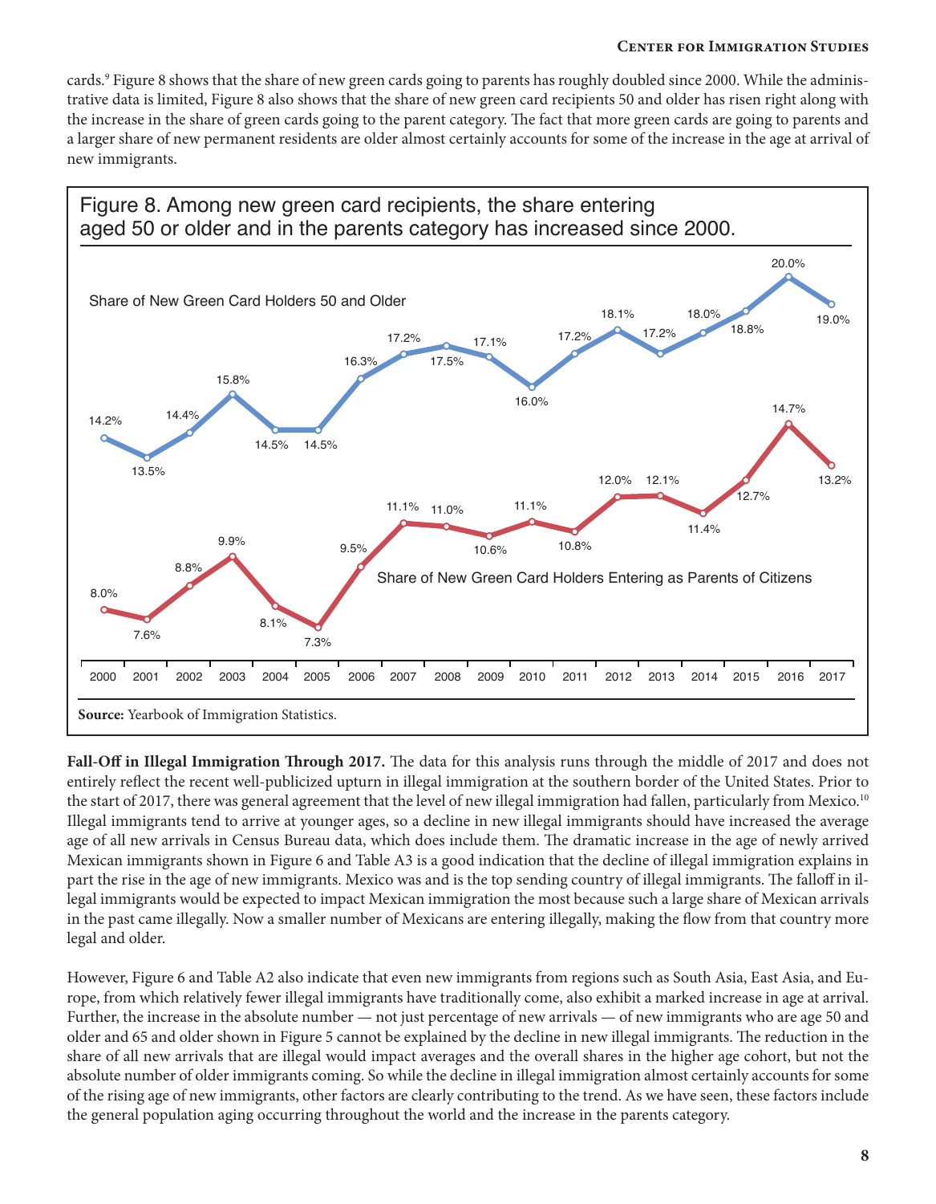cards.[9] Figure 8 shows that the share of new green cards going to parents has roughly doubled since 2000. While the administrative data is limited, Figure 8 also shows that the share of new green card recipients 50 and older has risen right along with the increase in the share of green cards going to the parent category. The fact that more green cards are going to parents and a larger share of new permanent residents are older almost certainly accounts for some of the increase in the age at arrival of new immigrants.

Figure 8. Among new green card recipients, the share entering aged 50 or older and in the parents category has increased since 2000.

| Year | Share of New Green Card Holders 50 and Older | Share of New Green Card Holders Entering as Parents of Citizens |
|---|---|---|
| 2000 | 14.2% | 8.0% |
| 2001 | 13.5% | 7.6% |
| 2002 | 14.4% | 8.8% |
| 2003 | 15.8% | 9.9% |
| 2004 | 14.5% | 8.1% |
| 2005 | 14.5% | 7.3% |
| 2006 | 16.3% | 9.5% |
| 2007 | 17.2% | 11.1% |
| 2008 | 17.5% | 11.0% |
| 2009 | 17.1% | 10.6% |
| 2010 | 16.0% | 11.1% |
| 2011 | 17.2% | 10.8% |
| 2012 | 18.1% | 12.0% |
| 2013 | 17.2% | 12.1% |
| 2014 | 18.0% | 11.4% |
| 2015 | 18.8% | 12.7% |
| 2016 | 20.0% | 14.7% |
| 2017 | 19.0% | 13.2% |

**Source:** Yearbook of Immigration Statistics.

**Fall-Off in Illegal Immigration Through 2017.** The data for this analysis runs through the middle of 2017 and does not entirely reflect the recent well-publicized upturn in illegal immigration at the southern border of the United States. Prior to the start of 2017, there was general agreement that the level of new illegal immigration had fallen, particularly from Mexico.[10] Illegal immigrants tend to arrive at younger ages, so a decline in new illegal immigrants should have increased the average age of all new arrivals in Census Bureau data, which does include them. The dramatic increase in the age of newly arrived Mexican immigrants shown in Figure 6 and Table A3 is a good indication that the decline of illegal immigration explains in part the rise in the age of new immigrants. Mexico was and is the top sending country of illegal immigrants. The falloff in illegal immigrants would be expected to impact Mexican immigration the most because such a large share of Mexican arrivals in the past came illegally. Now a smaller number of Mexicans are entering illegally, making the flow from that country more legal and older.

However, Figure 6 and Table A2 also indicate that even new immigrants from regions such as South Asia, East Asia, and Europe, from which relatively fewer illegal immigrants have traditionally come, also exhibit a marked increase in age at arrival. Further, the increase in the absolute number — not just percentage of new arrivals — of new immigrants who are age 50 and older and 65 and older shown in Figure 5 cannot be explained by the decline in new illegal immigrants. The reduction in the share of all new arrivals that are illegal would impact averages and the overall shares in the higher age cohort, but not the absolute number of older immigrants coming. So while the decline in illegal immigration almost certainly accounts for some of the rising age of new immigrants, other factors are clearly contributing to the trend. As we have seen, these factors include the general population aging occurring throughout the world and the increase in the parents category.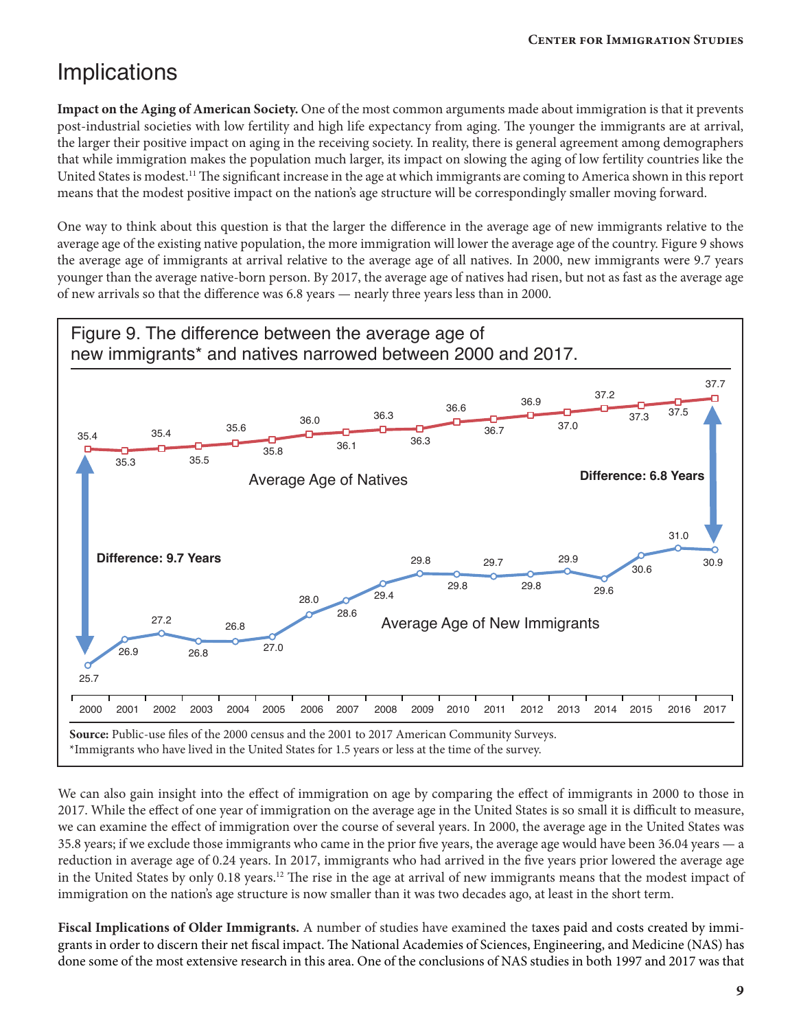# Implications

**Impact on the Aging of American Society.** One of the most common arguments made about immigration is that it prevents post-industrial societies with low fertility and high life expectancy from aging. The younger the immigrants are at arrival, the larger their positive impact on aging in the receiving society. In reality, there is general agreement among demographers that while immigration makes the population much larger, its impact on slowing the aging of low fertility countries like the United States is modest.[11] The significant increase in the age at which immigrants are coming to America shown in this report means that the modest positive impact on the nation's age structure will be correspondingly smaller moving forward.

One way to think about this question is that the larger the difference in the average age of new immigrants relative to the average age of the existing native population, the more immigration will lower the average age of the country. Figure 9 shows the average age of immigrants at arrival relative to the average age of all natives. In 2000, new immigrants were 9.7 years younger than the average native-born person. By 2017, the average age of natives had risen, but not as fast as the average age of new arrivals so that the difference was 6.8 years — nearly three years less than in 2000.

Figure 9. The difference between the average age of new immigrants* and natives narrowed between 2000 and 2017.

| Year | Average Age of Natives | Average Age of New Immigrants |
|---|---|---|
| 2000 | 35.4 | 25.7 |
| 2001 | 35.3 | 26.9 |
| 2002 | 35.4 | 27.2 |
| 2003 | 35.5 | 26.8 |
| 2004 | 35.6 | 26.8 |
| 2005 | 35.8 | 27.0 |
| 2006 | 36.0 | 28.0 |
| 2007 | 36.1 | 28.6 |
| 2008 | 36.3 | 29.4 |
| 2009 | 36.3 | 29.8 |
| 2010 | 36.6 | 29.8 |
| 2011 | 36.7 | 29.7 |
| 2012 | 36.9 | 29.8 |
| 2013 | 37.0 | 29.9 |
| 2014 | 37.2 | 29.6 |
| 2015 | 37.3 | 30.6 |
| 2016 | 37.5 | 31.0 |
| 2017 | 37.7 | 30.9 |

Difference (2000): 9.7 Years. Difference (2017): 6.8 Years.

**Source:** Public-use files of the 2000 census and the 2001 to 2017 American Community Surveys.
*Immigrants who have lived in the United States for 1.5 years or less at the time of the survey.

We can also gain insight into the effect of immigration on age by comparing the effect of immigrants in 2000 to those in 2017. While the effect of one year of immigration on the average age in the United States is so small it is difficult to measure, we can examine the effect of immigration over the course of several years. In 2000, the average age in the United States was 35.8 years; if we exclude those immigrants who came in the prior five years, the average age would have been 36.04 years — a reduction in average age of 0.24 years. In 2017, immigrants who had arrived in the five years prior lowered the average age in the United States by only 0.18 years.[12] The rise in the age at arrival of new immigrants means that the modest impact of immigration on the nation's age structure is now smaller than it was two decades ago, at least in the short term.

**Fiscal Implications of Older Immigrants.** A number of studies have examined the taxes paid and costs created by immigrants in order to discern their net fiscal impact. The National Academies of Sciences, Engineering, and Medicine (NAS) has done some of the most extensive research in this area. One of the conclusions of NAS studies in both 1997 and 2017 was that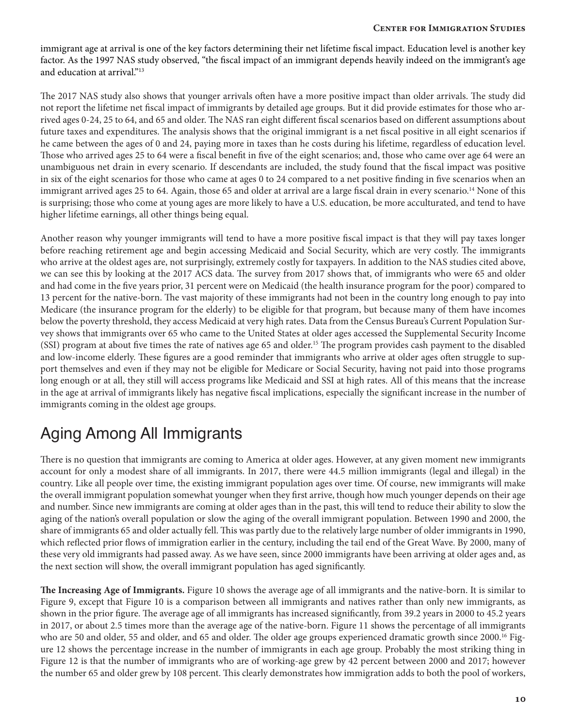immigrant age at arrival is one of the key factors determining their net lifetime fiscal impact. Education level is another key factor. As the 1997 NAS study observed, "the fiscal impact of an immigrant depends heavily indeed on the immigrant's age and education at arrival."[13]

The 2017 NAS study also shows that younger arrivals often have a more positive impact than older arrivals. The study did not report the lifetime net fiscal impact of immigrants by detailed age groups. But it did provide estimates for those who arrived ages 0-24, 25 to 64, and 65 and older. The NAS ran eight different fiscal scenarios based on different assumptions about future taxes and expenditures. The analysis shows that the original immigrant is a net fiscal positive in all eight scenarios if he came between the ages of 0 and 24, paying more in taxes than he costs during his lifetime, regardless of education level. Those who arrived ages 25 to 64 were a fiscal benefit in five of the eight scenarios; and, those who came over age 64 were an unambiguous net drain in every scenario. If descendants are included, the study found that the fiscal impact was positive in six of the eight scenarios for those who came at ages 0 to 24 compared to a net positive finding in five scenarios when an immigrant arrived ages 25 to 64. Again, those 65 and older at arrival are a large fiscal drain in every scenario.[14] None of this is surprising; those who come at young ages are more likely to have a U.S. education, be more acculturated, and tend to have higher lifetime earnings, all other things being equal.

Another reason why younger immigrants will tend to have a more positive fiscal impact is that they will pay taxes longer before reaching retirement age and begin accessing Medicaid and Social Security, which are very costly. The immigrants who arrive at the oldest ages are, not surprisingly, extremely costly for taxpayers. In addition to the NAS studies cited above, we can see this by looking at the 2017 ACS data. The survey from 2017 shows that, of immigrants who were 65 and older and had come in the five years prior, 31 percent were on Medicaid (the health insurance program for the poor) compared to 13 percent for the native-born. The vast majority of these immigrants had not been in the country long enough to pay into Medicare (the insurance program for the elderly) to be eligible for that program, but because many of them have incomes below the poverty threshold, they access Medicaid at very high rates. Data from the Census Bureau's Current Population Survey shows that immigrants over 65 who came to the United States at older ages accessed the Supplemental Security Income (SSI) program at about five times the rate of natives age 65 and older.[15] The program provides cash payment to the disabled and low-income elderly. These figures are a good reminder that immigrants who arrive at older ages often struggle to support themselves and even if they may not be eligible for Medicare or Social Security, having not paid into those programs long enough or at all, they still will access programs like Medicaid and SSI at high rates. All of this means that the increase in the age at arrival of immigrants likely has negative fiscal implications, especially the significant increase in the number of immigrants coming in the oldest age groups.

## Aging Among All Immigrants

There is no question that immigrants are coming to America at older ages. However, at any given moment new immigrants account for only a modest share of all immigrants. In 2017, there were 44.5 million immigrants (legal and illegal) in the country. Like all people over time, the existing immigrant population ages over time. Of course, new immigrants will make the overall immigrant population somewhat younger when they first arrive, though how much younger depends on their age and number. Since new immigrants are coming at older ages than in the past, this will tend to reduce their ability to slow the aging of the nation's overall population or slow the aging of the overall immigrant population. Between 1990 and 2000, the share of immigrants 65 and older actually fell. This was partly due to the relatively large number of older immigrants in 1990, which reflected prior flows of immigration earlier in the century, including the tail end of the Great Wave. By 2000, many of these very old immigrants had passed away. As we have seen, since 2000 immigrants have been arriving at older ages and, as the next section will show, the overall immigrant population has aged significantly.

**The Increasing Age of Immigrants.** Figure 10 shows the average age of all immigrants and the native-born. It is similar to Figure 9, except that Figure 10 is a comparison between all immigrants and natives rather than only new immigrants, as shown in the prior figure. The average age of all immigrants has increased significantly, from 39.2 years in 2000 to 45.2 years in 2017, or about 2.5 times more than the average age of the native-born. Figure 11 shows the percentage of all immigrants who are 50 and older, 55 and older, and 65 and older. The older age groups experienced dramatic growth since 2000.[16] Figure 12 shows the percentage increase in the number of immigrants in each age group. Probably the most striking thing in Figure 12 is that the number of immigrants who are of working-age grew by 42 percent between 2000 and 2017; however the number 65 and older grew by 108 percent. This clearly demonstrates how immigration adds to both the pool of workers,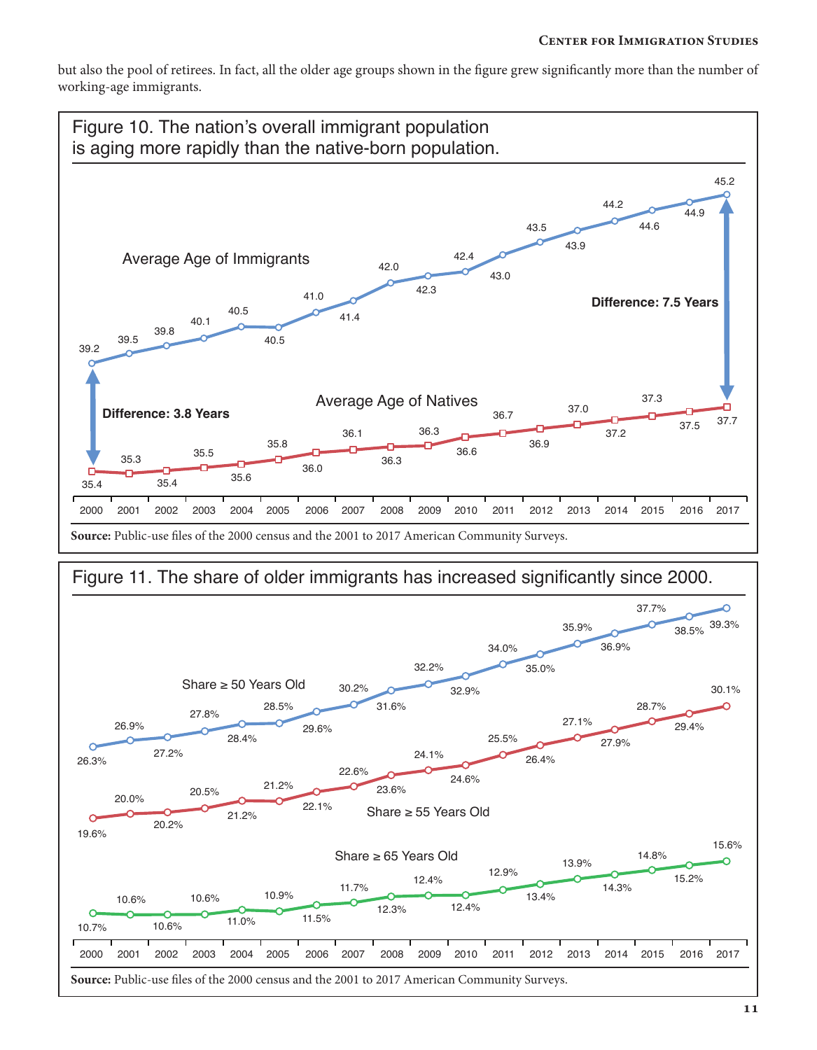but also the pool of retirees. In fact, all the older age groups shown in the figure grew significantly more than the number of working-age immigrants.

Figure 10. The nation's overall immigrant population is aging more rapidly than the native-born population.

| Year | Average Age of Immigrants | Average Age of Natives |
| --- | --- | --- |
| 2000 | 39.2 | 35.4 |
| 2001 | 39.5 | 35.3 |
| 2002 | 39.8 | 35.4 |
| 2003 | 40.1 | 35.5 |
| 2004 | 40.5 | 35.6 |
| 2005 | 40.5 | 35.8 |
| 2006 | 41.0 | 36.0 |
| 2007 | 41.4 | 36.1 |
| 2008 | 42.0 | 36.3 |
| 2009 | 42.3 | 36.3 |
| 2010 | 42.4 | 36.6 |
| 2011 | 43.0 | 36.7 |
| 2012 | 43.5 | 36.9 |
| 2013 | 43.9 | 37.0 |
| 2014 | 44.2 | 37.2 |
| 2015 | 44.6 | 37.3 |
| 2016 | 44.9 | 37.5 |
| 2017 | 45.2 | 37.7 |

Difference: 3.8 Years (2000); Difference: 7.5 Years (2017)

**Source:** Public-use files of the 2000 census and the 2001 to 2017 American Community Surveys.

Figure 11. The share of older immigrants has increased significantly since 2000.

| Year | Share ≥ 50 Years Old | Share ≥ 55 Years Old | Share ≥ 65 Years Old |
| --- | --- | --- | --- |
| 2000 | 26.3% | 19.6% | 10.7% |
| 2001 | 26.9% | 20.0% | 10.6% |
| 2002 | 27.2% | 20.2% | 10.6% |
| 2003 | 27.8% | 20.5% | 10.6% |
| 2004 | 28.4% | 21.2% | 11.0% |
| 2005 | 28.5% | 21.2% | 10.9% |
| 2006 | 29.6% | 22.1% | 11.5% |
| 2007 | 30.2% | 22.6% | 11.7% |
| 2008 | 31.6% | 23.6% | 12.3% |
| 2009 | 32.2% | 24.1% | 12.4% |
| 2010 | 32.9% | 24.6% | 12.4% |
| 2011 | 34.0% | 25.5% | 12.9% |
| 2012 | 35.0% | 26.4% | 13.4% |
| 2013 | 35.9% | 27.1% | 13.9% |
| 2014 | 36.9% | 27.9% | 14.3% |
| 2015 | 37.7% | 28.7% | 14.8% |
| 2016 | 38.5% | 29.4% | 15.2% |
| 2017 | 39.3% | 30.1% | 15.6% |

**Source:** Public-use files of the 2000 census and the 2001 to 2017 American Community Surveys.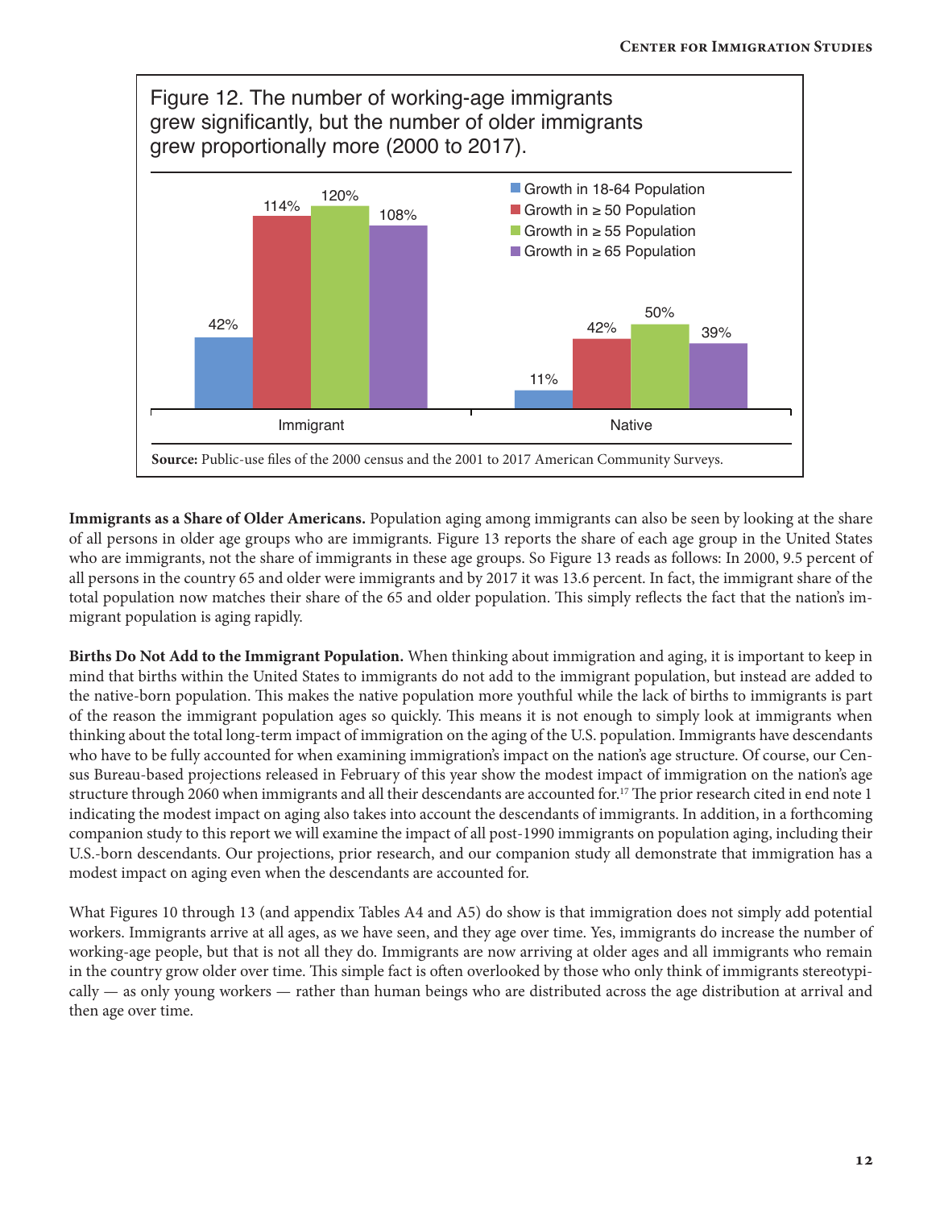Figure 12. The number of working-age immigrants grew significantly, but the number of older immigrants grew proportionally more (2000 to 2017).

| | Growth in 18-64 Population | Growth in ≥ 50 Population | Growth in ≥ 55 Population | Growth in ≥ 65 Population |
|---|---|---|---|---|
| Immigrant | 42% | 114% | 120% | 108% |
| Native | 11% | 42% | 50% | 39% |

**Source:** Public-use files of the 2000 census and the 2001 to 2017 American Community Surveys.

**Immigrants as a Share of Older Americans.** Population aging among immigrants can also be seen by looking at the share of all persons in older age groups who are immigrants. Figure 13 reports the share of each age group in the United States who are immigrants, not the share of immigrants in these age groups. So Figure 13 reads as follows: In 2000, 9.5 percent of all persons in the country 65 and older were immigrants and by 2017 it was 13.6 percent. In fact, the immigrant share of the total population now matches their share of the 65 and older population. This simply reflects the fact that the nation's immigrant population is aging rapidly.

**Births Do Not Add to the Immigrant Population.** When thinking about immigration and aging, it is important to keep in mind that births within the United States to immigrants do not add to the immigrant population, but instead are added to the native-born population. This makes the native population more youthful while the lack of births to immigrants is part of the reason the immigrant population ages so quickly. This means it is not enough to simply look at immigrants when thinking about the total long-term impact of immigration on the aging of the U.S. population. Immigrants have descendants who have to be fully accounted for when examining immigration's impact on the nation's age structure. Of course, our Census Bureau-based projections released in February of this year show the modest impact of immigration on the nation's age structure through 2060 when immigrants and all their descendants are accounted for.[17] The prior research cited in end note 1 indicating the modest impact on aging also takes into account the descendants of immigrants. In addition, in a forthcoming companion study to this report we will examine the impact of all post-1990 immigrants on population aging, including their U.S.-born descendants. Our projections, prior research, and our companion study all demonstrate that immigration has a modest impact on aging even when the descendants are accounted for.

What Figures 10 through 13 (and appendix Tables A4 and A5) do show is that immigration does not simply add potential workers. Immigrants arrive at all ages, as we have seen, and they age over time. Yes, immigrants do increase the number of working-age people, but that is not all they do. Immigrants are now arriving at older ages and all immigrants who remain in the country grow older over time. This simple fact is often overlooked by those who only think of immigrants stereotypically — as only young workers — rather than human beings who are distributed across the age distribution at arrival and then age over time.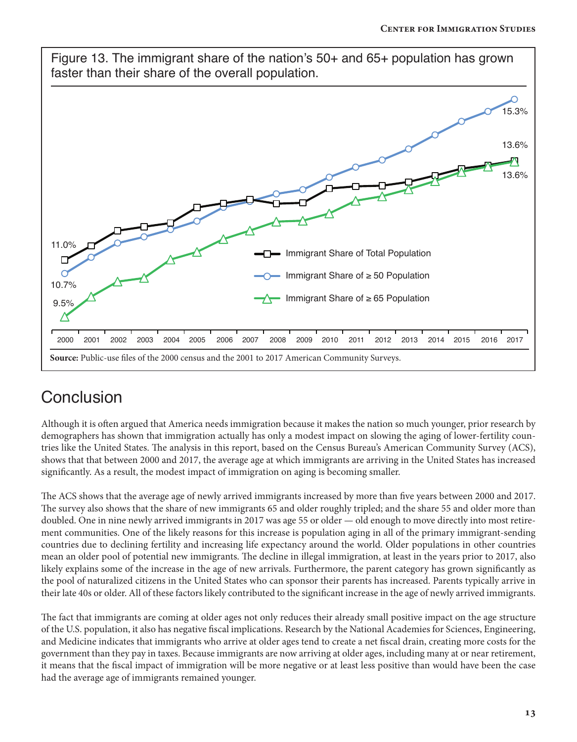Figure 13. The immigrant share of the nation's 50+ and 65+ population has grown faster than their share of the overall population.

Source: Public-use files of the 2000 census and the 2001 to 2017 American Community Surveys.

## Conclusion

Although it is often argued that America needs immigration because it makes the nation so much younger, prior research by demographers has shown that immigration actually has only a modest impact on slowing the aging of lower-fertility countries like the United States. The analysis in this report, based on the Census Bureau's American Community Survey (ACS), shows that that between 2000 and 2017, the average age at which immigrants are arriving in the United States has increased significantly. As a result, the modest impact of immigration on aging is becoming smaller.

The ACS shows that the average age of newly arrived immigrants increased by more than five years between 2000 and 2017. The survey also shows that the share of new immigrants 65 and older roughly tripled; and the share 55 and older more than doubled. One in nine newly arrived immigrants in 2017 was age 55 or older — old enough to move directly into most retirement communities. One of the likely reasons for this increase is population aging in all of the primary immigrant-sending countries due to declining fertility and increasing life expectancy around the world. Older populations in other countries mean an older pool of potential new immigrants. The decline in illegal immigration, at least in the years prior to 2017, also likely explains some of the increase in the age of new arrivals. Furthermore, the parent category has grown significantly as the pool of naturalized citizens in the United States who can sponsor their parents has increased. Parents typically arrive in their late 40s or older. All of these factors likely contributed to the significant increase in the age of newly arrived immigrants.

The fact that immigrants are coming at older ages not only reduces their already small positive impact on the age structure of the U.S. population, it also has negative fiscal implications. Research by the National Academies for Sciences, Engineering, and Medicine indicates that immigrants who arrive at older ages tend to create a net fiscal drain, creating more costs for the government than they pay in taxes. Because immigrants are now arriving at older ages, including many at or near retirement, it means that the fiscal impact of immigration will be more negative or at least less positive than would have been the case had the average age of immigrants remained younger.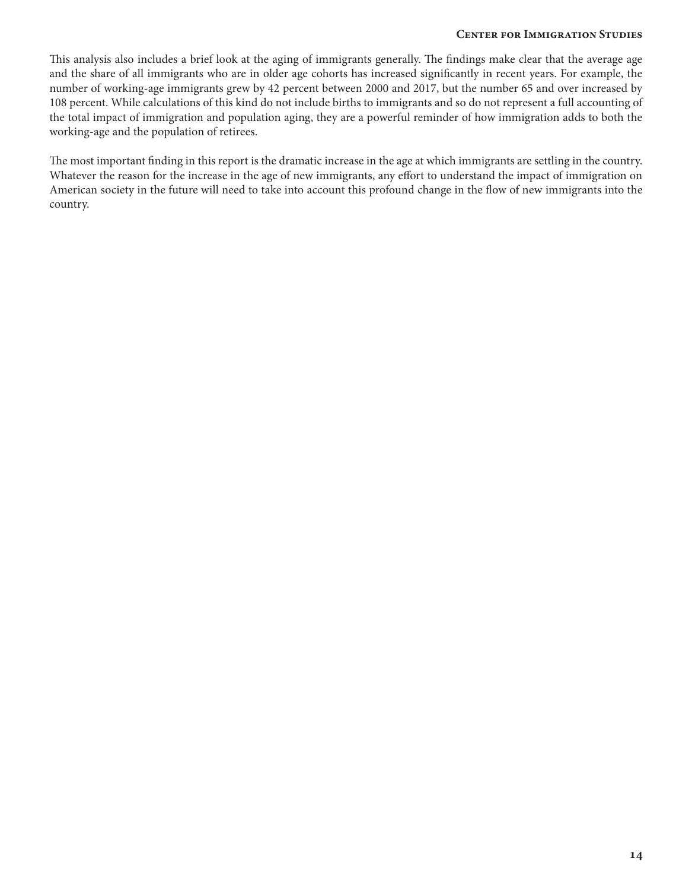This analysis also includes a brief look at the aging of immigrants generally. The findings make clear that the average age and the share of all immigrants who are in older age cohorts has increased significantly in recent years. For example, the number of working-age immigrants grew by 42 percent between 2000 and 2017, but the number 65 and over increased by 108 percent. While calculations of this kind do not include births to immigrants and so do not represent a full accounting of the total impact of immigration and population aging, they are a powerful reminder of how immigration adds to both the working-age and the population of retirees.

The most important finding in this report is the dramatic increase in the age at which immigrants are settling in the country. Whatever the reason for the increase in the age of new immigrants, any effort to understand the impact of immigration on American society in the future will need to take into account this profound change in the flow of new immigrants into the country.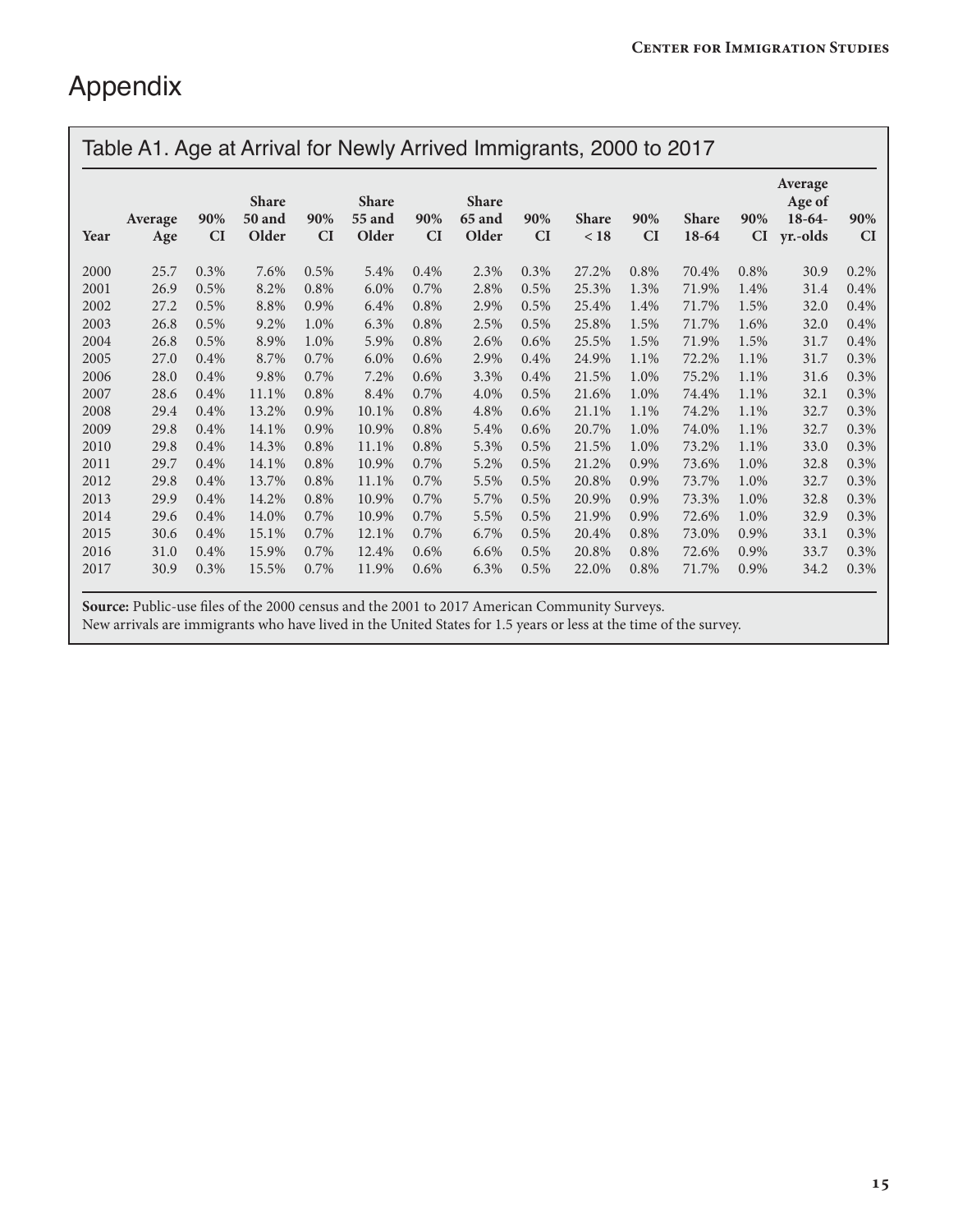# Appendix

## Table A1. Age at Arrival for Newly Arrived Immigrants, 2000 to 2017

| Year | Average Age | 90% CI | Share 50 and Older | 90% CI | Share 55 and Older | 90% CI | Share 65 and Older | 90% CI | Share < 18 | 90% CI | Share 18-64 | 90% CI | Average Age of 18-64-yr.-olds | 90% CI |
|---|---|---|---|---|---|---|---|---|---|---|---|---|---|---|
| 2000 | 25.7 | 0.3% | 7.6% | 0.5% | 5.4% | 0.4% | 2.3% | 0.3% | 27.2% | 0.8% | 70.4% | 0.8% | 30.9 | 0.2% |
| 2001 | 26.9 | 0.5% | 8.2% | 0.8% | 6.0% | 0.7% | 2.8% | 0.5% | 25.3% | 1.3% | 71.9% | 1.4% | 31.4 | 0.4% |
| 2002 | 27.2 | 0.5% | 8.8% | 0.9% | 6.4% | 0.8% | 2.9% | 0.5% | 25.4% | 1.4% | 71.7% | 1.5% | 32.0 | 0.4% |
| 2003 | 26.8 | 0.5% | 9.2% | 1.0% | 6.3% | 0.8% | 2.5% | 0.5% | 25.8% | 1.5% | 71.7% | 1.6% | 32.0 | 0.4% |
| 2004 | 26.8 | 0.5% | 8.9% | 1.0% | 5.9% | 0.8% | 2.6% | 0.6% | 25.5% | 1.5% | 71.9% | 1.5% | 31.7 | 0.4% |
| 2005 | 27.0 | 0.4% | 8.7% | 0.7% | 6.0% | 0.6% | 2.9% | 0.4% | 24.9% | 1.1% | 72.2% | 1.1% | 31.7 | 0.3% |
| 2006 | 28.0 | 0.4% | 9.8% | 0.7% | 7.2% | 0.6% | 3.3% | 0.4% | 21.5% | 1.0% | 75.2% | 1.1% | 31.6 | 0.3% |
| 2007 | 28.6 | 0.4% | 11.1% | 0.8% | 8.4% | 0.7% | 4.0% | 0.5% | 21.6% | 1.0% | 74.4% | 1.1% | 32.1 | 0.3% |
| 2008 | 29.4 | 0.4% | 13.2% | 0.9% | 10.1% | 0.8% | 4.8% | 0.6% | 21.1% | 1.1% | 74.2% | 1.1% | 32.7 | 0.3% |
| 2009 | 29.8 | 0.4% | 14.1% | 0.9% | 10.9% | 0.8% | 5.4% | 0.6% | 20.7% | 1.0% | 74.0% | 1.1% | 32.7 | 0.3% |
| 2010 | 29.8 | 0.4% | 14.3% | 0.8% | 11.1% | 0.8% | 5.3% | 0.5% | 21.5% | 1.0% | 73.2% | 1.1% | 33.0 | 0.3% |
| 2011 | 29.7 | 0.4% | 14.1% | 0.8% | 10.9% | 0.7% | 5.2% | 0.5% | 21.2% | 0.9% | 73.6% | 1.0% | 32.8 | 0.3% |
| 2012 | 29.8 | 0.4% | 13.7% | 0.8% | 11.1% | 0.7% | 5.5% | 0.5% | 20.8% | 0.9% | 73.7% | 1.0% | 32.7 | 0.3% |
| 2013 | 29.9 | 0.4% | 14.2% | 0.8% | 10.9% | 0.7% | 5.7% | 0.5% | 20.9% | 0.9% | 73.3% | 1.0% | 32.8 | 0.3% |
| 2014 | 29.6 | 0.4% | 14.0% | 0.7% | 10.9% | 0.7% | 5.5% | 0.5% | 21.9% | 0.9% | 72.6% | 1.0% | 32.9 | 0.3% |
| 2015 | 30.6 | 0.4% | 15.1% | 0.7% | 12.1% | 0.7% | 6.7% | 0.5% | 20.4% | 0.8% | 73.0% | 0.9% | 33.1 | 0.3% |
| 2016 | 31.0 | 0.4% | 15.9% | 0.7% | 12.4% | 0.6% | 6.6% | 0.5% | 20.8% | 0.8% | 72.6% | 0.9% | 33.7 | 0.3% |
| 2017 | 30.9 | 0.3% | 15.5% | 0.7% | 11.9% | 0.6% | 6.3% | 0.5% | 22.0% | 0.8% | 71.7% | 0.9% | 34.2 | 0.3% |

**Source:** Public-use files of the 2000 census and the 2001 to 2017 American Community Surveys.
New arrivals are immigrants who have lived in the United States for 1.5 years or less at the time of the survey.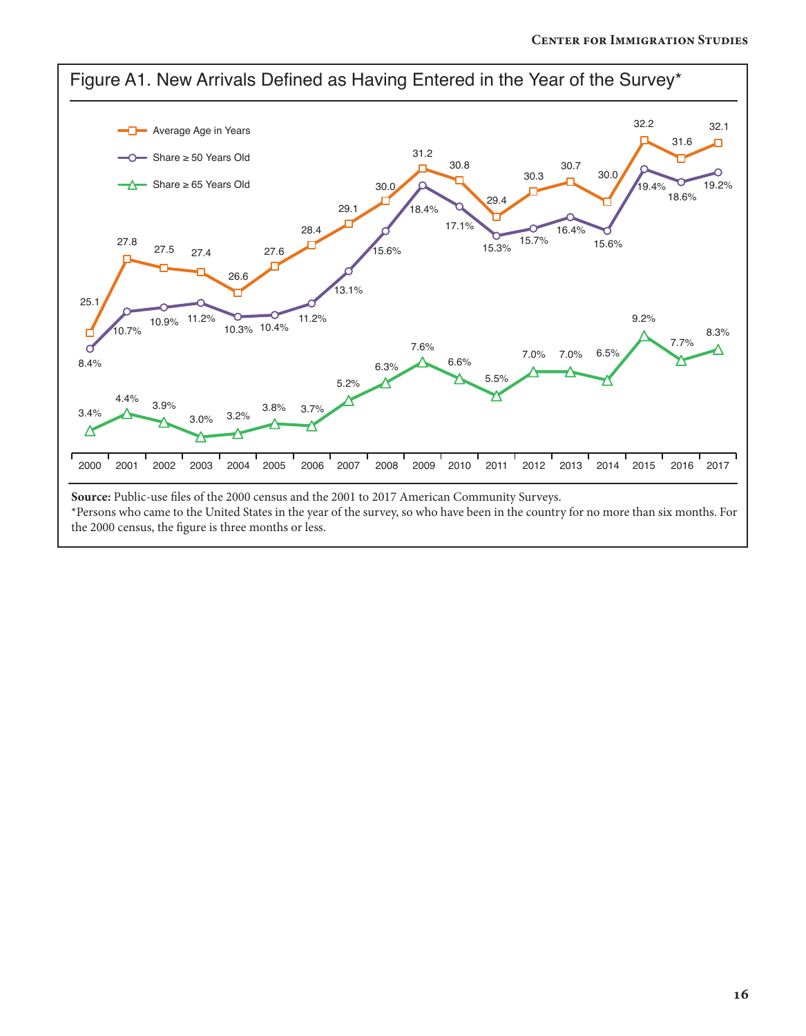## Figure A1. New Arrivals Defined as Having Entered in the Year of the Survey*

| Year | Average Age in Years | Share ≥ 50 Years Old | Share ≥ 65 Years Old |
|---|---|---|---|
| 2000 | 25.1 | 8.4% | 3.4% |
| 2001 | 27.8 | 10.7% | 4.4% |
| 2002 | 27.5 | 10.9% | 3.9% |
| 2003 | 27.4 | 11.2% | 3.0% |
| 2004 | 26.6 | 10.3% | 3.2% |
| 2005 | 27.6 | 10.4% | 3.8% |
| 2006 | 28.4 | 11.2% | 3.7% |
| 2007 | 29.1 | 13.1% | 5.2% |
| 2008 | 30.0 | 15.6% | 6.3% |
| 2009 | 31.2 | 18.4% | 7.6% |
| 2010 | 30.8 | 17.1% | 6.6% |
| 2011 | 29.4 | 15.3% | 5.5% |
| 2012 | 30.3 | 15.7% | 7.0% |
| 2013 | 30.7 | 16.4% | 7.0% |
| 2014 | 30.0 | 15.6% | 6.5% |
| 2015 | 32.2 | 19.4% | 9.2% |
| 2016 | 31.6 | 18.6% | 7.7% |
| 2017 | 32.1 | 19.2% | 8.3% |

**Source:** Public-use files of the 2000 census and the 2001 to 2017 American Community Surveys.

*Persons who came to the United States in the year of the survey, so who have been in the country for no more than six months. For the 2000 census, the figure is three months or less.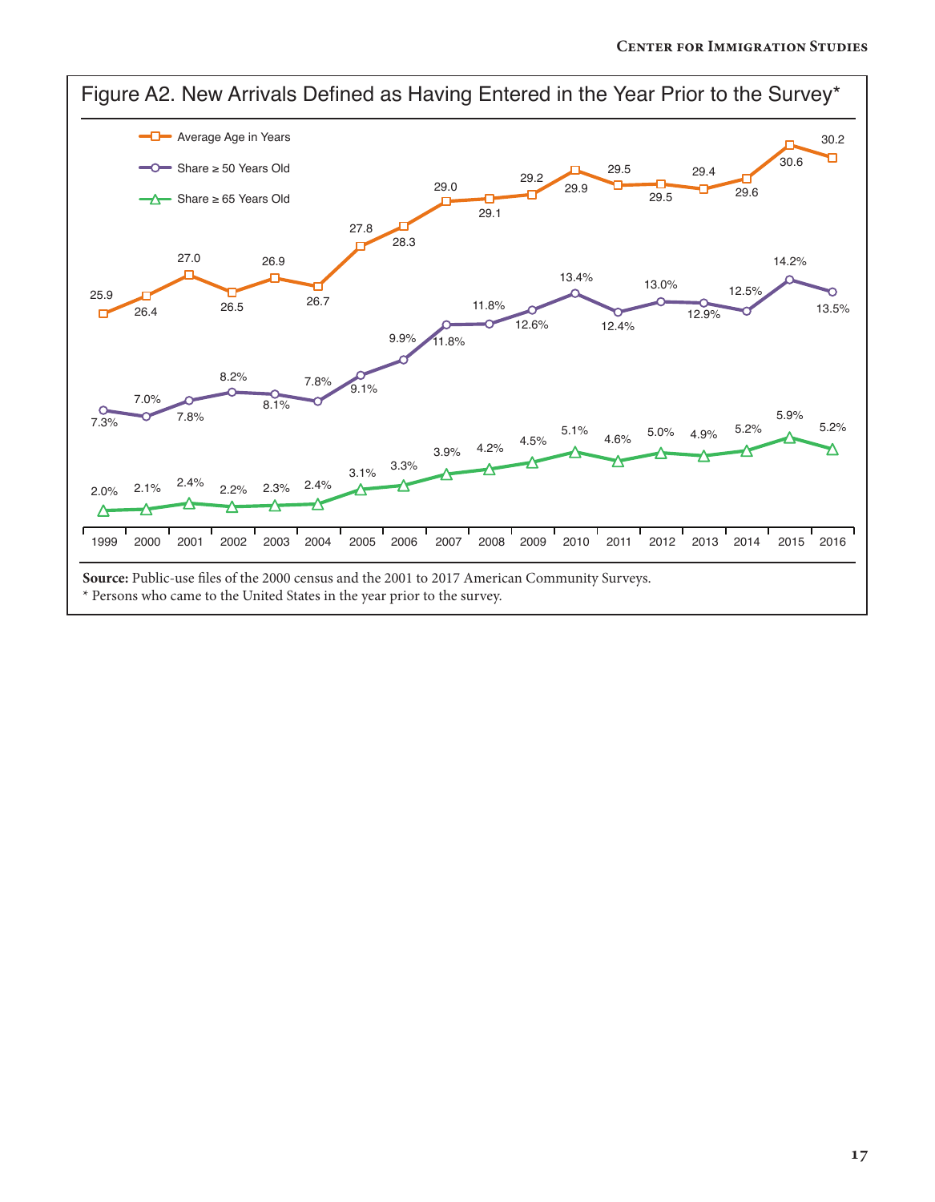## Figure A2. New Arrivals Defined as Having Entered in the Year Prior to the Survey*

| Year | Average Age in Years | Share ≥ 50 Years Old | Share ≥ 65 Years Old |
|---|---|---|---|
| 1999 | 25.9 | 7.3% | 2.0% |
| 2000 | 26.4 | 7.0% | 2.1% |
| 2001 | 27.0 | 7.8% | 2.4% |
| 2002 | 26.5 | 8.2% | 2.2% |
| 2003 | 26.9 | 8.1% | 2.3% |
| 2004 | 26.7 | 7.8% | 2.4% |
| 2005 | 27.8 | 9.1% | 3.1% |
| 2006 | 28.3 | 9.9% | 3.3% |
| 2007 | 29.0 | 11.8% | 3.9% |
| 2008 | 29.1 | 11.8% | 4.2% |
| 2009 | 29.2 | 12.6% | 4.5% |
| 2010 | 29.9 | 13.4% | 5.1% |
| 2011 | 29.5 | 12.4% | 4.6% |
| 2012 | 29.5 | 13.0% | 5.0% |
| 2013 | 29.4 | 12.9% | 4.9% |
| 2014 | 29.6 | 12.5% | 5.2% |
| 2015 | 30.6 | 14.2% | 5.9% |
| 2016 | 30.2 | 13.5% | 5.2% |

**Source:** Public-use files of the 2000 census and the 2001 to 2017 American Community Surveys.

\* Persons who came to the United States in the year prior to the survey.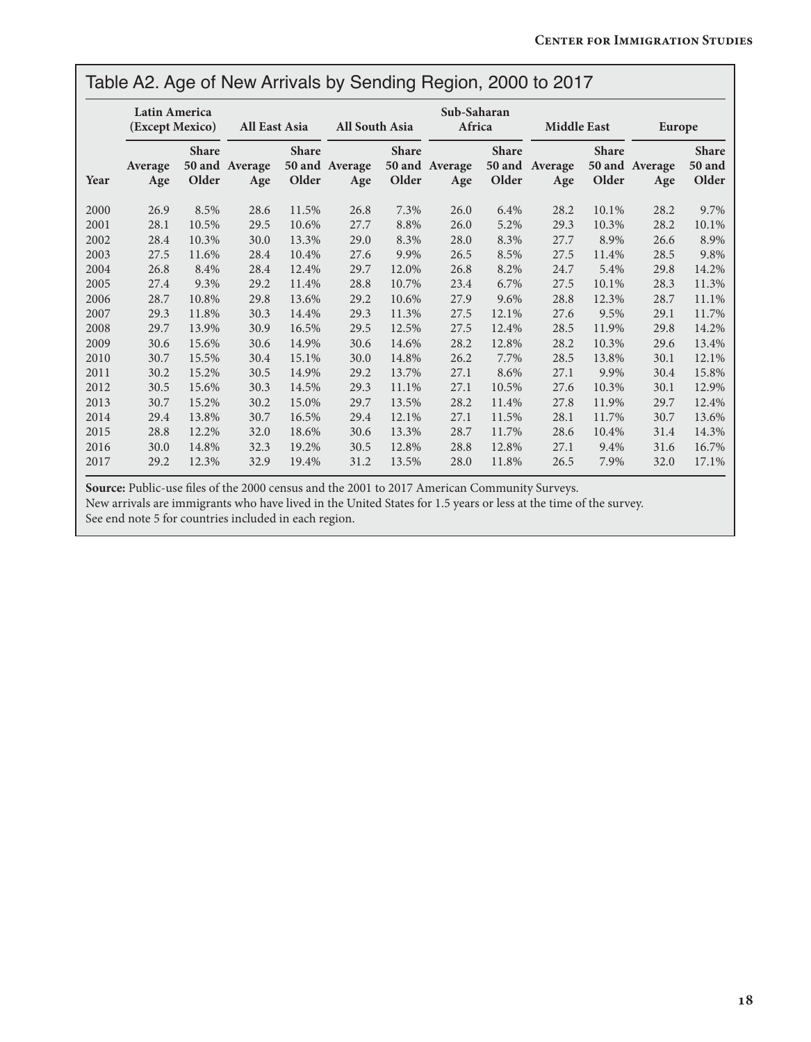## Table A2. Age of New Arrivals by Sending Region, 2000 to 2017

| | Latin America (Except Mexico) | | All East Asia | | All South Asia | | Sub-Saharan Africa | | Middle East | | Europe | |
|---|---|---|---|---|---|---|---|---|---|---|---|---|
| Year | Average Age | Share 50 and Older | Average Age | Share 50 and Older | Average Age | Share 50 and Older | Average Age | Share 50 and Older | Average Age | Share 50 and Older | Average Age | Share 50 and Older |
| 2000 | 26.9 | 8.5% | 28.6 | 11.5% | 26.8 | 7.3% | 26.0 | 6.4% | 28.2 | 10.1% | 28.2 | 9.7% |
| 2001 | 28.1 | 10.5% | 29.5 | 10.6% | 27.7 | 8.8% | 26.0 | 5.2% | 29.3 | 10.3% | 28.2 | 10.1% |
| 2002 | 28.4 | 10.3% | 30.0 | 13.3% | 29.0 | 8.3% | 28.0 | 8.3% | 27.7 | 8.9% | 26.6 | 8.9% |
| 2003 | 27.5 | 11.6% | 28.4 | 10.4% | 27.6 | 9.9% | 26.5 | 8.5% | 27.5 | 11.4% | 28.5 | 9.8% |
| 2004 | 26.8 | 8.4% | 28.4 | 12.4% | 29.7 | 12.0% | 26.8 | 8.2% | 24.7 | 5.4% | 29.8 | 14.2% |
| 2005 | 27.4 | 9.3% | 29.2 | 11.4% | 28.8 | 10.7% | 23.4 | 6.7% | 27.5 | 10.1% | 28.3 | 11.3% |
| 2006 | 28.7 | 10.8% | 29.8 | 13.6% | 29.2 | 10.6% | 27.9 | 9.6% | 28.8 | 12.3% | 28.7 | 11.1% |
| 2007 | 29.3 | 11.8% | 30.3 | 14.4% | 29.3 | 11.3% | 27.5 | 12.1% | 27.6 | 9.5% | 29.1 | 11.7% |
| 2008 | 29.7 | 13.9% | 30.9 | 16.5% | 29.5 | 12.5% | 27.5 | 12.4% | 28.5 | 11.9% | 29.8 | 14.2% |
| 2009 | 30.6 | 15.6% | 30.6 | 14.9% | 30.6 | 14.6% | 28.2 | 12.8% | 28.2 | 10.3% | 29.6 | 13.4% |
| 2010 | 30.7 | 15.5% | 30.4 | 15.1% | 30.0 | 14.8% | 26.2 | 7.7% | 28.5 | 13.8% | 30.1 | 12.1% |
| 2011 | 30.2 | 15.2% | 30.5 | 14.9% | 29.2 | 13.7% | 27.1 | 8.6% | 27.1 | 9.9% | 30.4 | 15.8% |
| 2012 | 30.5 | 15.6% | 30.3 | 14.5% | 29.3 | 11.1% | 27.1 | 10.5% | 27.6 | 10.3% | 30.1 | 12.9% |
| 2013 | 30.7 | 15.2% | 30.2 | 15.0% | 29.7 | 13.5% | 28.2 | 11.4% | 27.8 | 11.9% | 29.7 | 12.4% |
| 2014 | 29.4 | 13.8% | 30.7 | 16.5% | 29.4 | 12.1% | 27.1 | 11.5% | 28.1 | 11.7% | 30.7 | 13.6% |
| 2015 | 28.8 | 12.2% | 32.0 | 18.6% | 30.6 | 13.3% | 28.7 | 11.7% | 28.6 | 10.4% | 31.4 | 14.3% |
| 2016 | 30.0 | 14.8% | 32.3 | 19.2% | 30.5 | 12.8% | 28.8 | 12.8% | 27.1 | 9.4% | 31.6 | 16.7% |
| 2017 | 29.2 | 12.3% | 32.9 | 19.4% | 31.2 | 13.5% | 28.0 | 11.8% | 26.5 | 7.9% | 32.0 | 17.1% |

**Source:** Public-use files of the 2000 census and the 2001 to 2017 American Community Surveys.
New arrivals are immigrants who have lived in the United States for 1.5 years or less at the time of the survey.
See end note 5 for countries included in each region.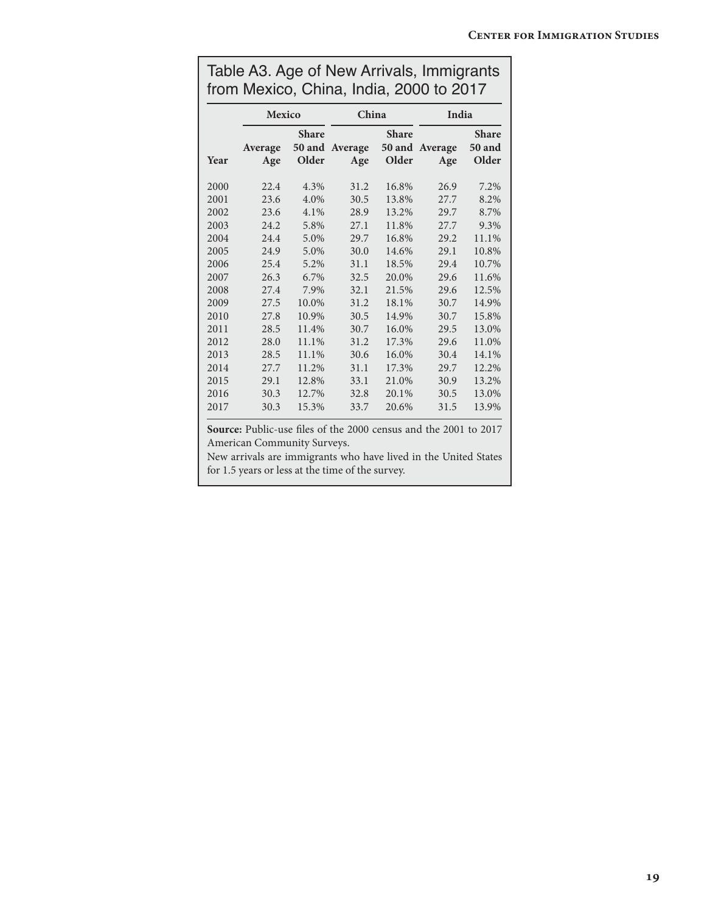## Table A3. Age of New Arrivals, Immigrants from Mexico, China, India, 2000 to 2017

| | Mexico | | China | | India | |
|---|---|---|---|---|---|---|
| Year | Average Age | Share 50 and Older | Average Age | Share 50 and Older | Average Age | Share 50 and Older |
| 2000 | 22.4 | 4.3% | 31.2 | 16.8% | 26.9 | 7.2% |
| 2001 | 23.6 | 4.0% | 30.5 | 13.8% | 27.7 | 8.2% |
| 2002 | 23.6 | 4.1% | 28.9 | 13.2% | 29.7 | 8.7% |
| 2003 | 24.2 | 5.8% | 27.1 | 11.8% | 27.7 | 9.3% |
| 2004 | 24.4 | 5.0% | 29.7 | 16.8% | 29.2 | 11.1% |
| 2005 | 24.9 | 5.0% | 30.0 | 14.6% | 29.1 | 10.8% |
| 2006 | 25.4 | 5.2% | 31.1 | 18.5% | 29.4 | 10.7% |
| 2007 | 26.3 | 6.7% | 32.5 | 20.0% | 29.6 | 11.6% |
| 2008 | 27.4 | 7.9% | 32.1 | 21.5% | 29.6 | 12.5% |
| 2009 | 27.5 | 10.0% | 31.2 | 18.1% | 30.7 | 14.9% |
| 2010 | 27.8 | 10.9% | 30.5 | 14.9% | 30.7 | 15.8% |
| 2011 | 28.5 | 11.4% | 30.7 | 16.0% | 29.5 | 13.0% |
| 2012 | 28.0 | 11.1% | 31.2 | 17.3% | 29.6 | 11.0% |
| 2013 | 28.5 | 11.1% | 30.6 | 16.0% | 30.4 | 14.1% |
| 2014 | 27.7 | 11.2% | 31.1 | 17.3% | 29.7 | 12.2% |
| 2015 | 29.1 | 12.8% | 33.1 | 21.0% | 30.9 | 13.2% |
| 2016 | 30.3 | 12.7% | 32.8 | 20.1% | 30.5 | 13.0% |
| 2017 | 30.3 | 15.3% | 33.7 | 20.6% | 31.5 | 13.9% |

**Source:** Public-use files of the 2000 census and the 2001 to 2017 American Community Surveys.

New arrivals are immigrants who have lived in the United States for 1.5 years or less at the time of the survey.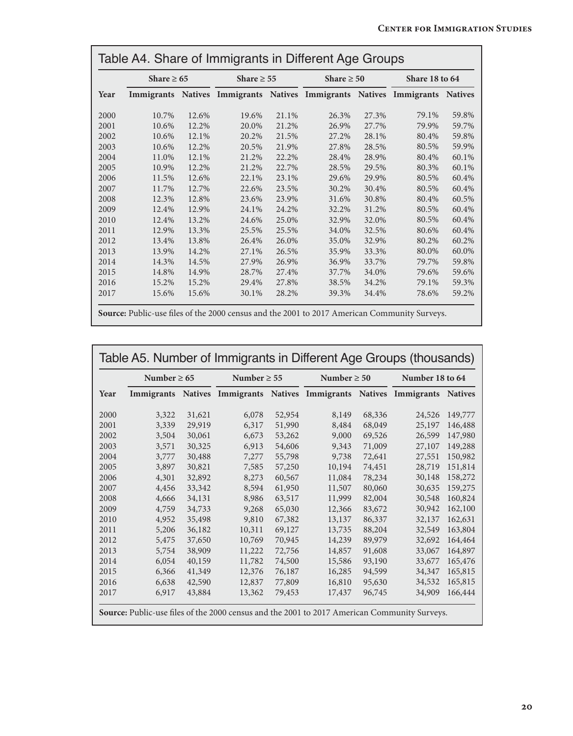## Table A4. Share of Immigrants in Different Age Groups

| | Share ≥ 65 | | Share ≥ 55 | | Share ≥ 50 | | Share 18 to 64 | |
|---|---|---|---|---|---|---|---|---|
| Year | Immigrants | Natives | Immigrants | Natives | Immigrants | Natives | Immigrants | Natives |
| 2000 | 10.7% | 12.6% | 19.6% | 21.1% | 26.3% | 27.3% | 79.1% | 59.8% |
| 2001 | 10.6% | 12.2% | 20.0% | 21.2% | 26.9% | 27.7% | 79.9% | 59.7% |
| 2002 | 10.6% | 12.1% | 20.2% | 21.5% | 27.2% | 28.1% | 80.4% | 59.8% |
| 2003 | 10.6% | 12.2% | 20.5% | 21.9% | 27.8% | 28.5% | 80.5% | 59.9% |
| 2004 | 11.0% | 12.1% | 21.2% | 22.2% | 28.4% | 28.9% | 80.4% | 60.1% |
| 2005 | 10.9% | 12.2% | 21.2% | 22.7% | 28.5% | 29.5% | 80.3% | 60.1% |
| 2006 | 11.5% | 12.6% | 22.1% | 23.1% | 29.6% | 29.9% | 80.5% | 60.4% |
| 2007 | 11.7% | 12.7% | 22.6% | 23.5% | 30.2% | 30.4% | 80.5% | 60.4% |
| 2008 | 12.3% | 12.8% | 23.6% | 23.9% | 31.6% | 30.8% | 80.4% | 60.5% |
| 2009 | 12.4% | 12.9% | 24.1% | 24.2% | 32.2% | 31.2% | 80.5% | 60.4% |
| 2010 | 12.4% | 13.2% | 24.6% | 25.0% | 32.9% | 32.0% | 80.5% | 60.4% |
| 2011 | 12.9% | 13.3% | 25.5% | 25.5% | 34.0% | 32.5% | 80.6% | 60.4% |
| 2012 | 13.4% | 13.8% | 26.4% | 26.0% | 35.0% | 32.9% | 80.2% | 60.2% |
| 2013 | 13.9% | 14.2% | 27.1% | 26.5% | 35.9% | 33.3% | 80.0% | 60.0% |
| 2014 | 14.3% | 14.5% | 27.9% | 26.9% | 36.9% | 33.7% | 79.7% | 59.8% |
| 2015 | 14.8% | 14.9% | 28.7% | 27.4% | 37.7% | 34.0% | 79.6% | 59.6% |
| 2016 | 15.2% | 15.2% | 29.4% | 27.8% | 38.5% | 34.2% | 79.1% | 59.3% |
| 2017 | 15.6% | 15.6% | 30.1% | 28.2% | 39.3% | 34.4% | 78.6% | 59.2% |

**Source:** Public-use files of the 2000 census and the 2001 to 2017 American Community Surveys.

## Table A5. Number of Immigrants in Different Age Groups (thousands)

| | Number ≥ 65 | | Number ≥ 55 | | Number ≥ 50 | | Number 18 to 64 | |
|---|---|---|---|---|---|---|---|---|
| Year | Immigrants | Natives | Immigrants | Natives | Immigrants | Natives | Immigrants | Natives |
| 2000 | 3,322 | 31,621 | 6,078 | 52,954 | 8,149 | 68,336 | 24,526 | 149,777 |
| 2001 | 3,339 | 29,919 | 6,317 | 51,990 | 8,484 | 68,049 | 25,197 | 146,488 |
| 2002 | 3,504 | 30,061 | 6,673 | 53,262 | 9,000 | 69,526 | 26,599 | 147,980 |
| 2003 | 3,571 | 30,325 | 6,913 | 54,606 | 9,343 | 71,009 | 27,107 | 149,288 |
| 2004 | 3,777 | 30,488 | 7,277 | 55,798 | 9,738 | 72,641 | 27,551 | 150,982 |
| 2005 | 3,897 | 30,821 | 7,585 | 57,250 | 10,194 | 74,451 | 28,719 | 151,814 |
| 2006 | 4,301 | 32,892 | 8,273 | 60,567 | 11,084 | 78,234 | 30,148 | 158,272 |
| 2007 | 4,456 | 33,342 | 8,594 | 61,950 | 11,507 | 80,060 | 30,635 | 159,275 |
| 2008 | 4,666 | 34,131 | 8,986 | 63,517 | 11,999 | 82,004 | 30,548 | 160,824 |
| 2009 | 4,759 | 34,733 | 9,268 | 65,030 | 12,366 | 83,672 | 30,942 | 162,100 |
| 2010 | 4,952 | 35,498 | 9,810 | 67,382 | 13,137 | 86,337 | 32,137 | 162,631 |
| 2011 | 5,206 | 36,182 | 10,311 | 69,127 | 13,735 | 88,204 | 32,549 | 163,804 |
| 2012 | 5,475 | 37,650 | 10,769 | 70,945 | 14,239 | 89,979 | 32,692 | 164,464 |
| 2013 | 5,754 | 38,909 | 11,222 | 72,756 | 14,857 | 91,608 | 33,067 | 164,897 |
| 2014 | 6,054 | 40,159 | 11,782 | 74,500 | 15,586 | 93,190 | 33,677 | 165,476 |
| 2015 | 6,366 | 41,349 | 12,376 | 76,187 | 16,285 | 94,599 | 34,347 | 165,815 |
| 2016 | 6,638 | 42,590 | 12,837 | 77,809 | 16,810 | 95,630 | 34,532 | 165,815 |
| 2017 | 6,917 | 43,884 | 13,362 | 79,453 | 17,437 | 96,745 | 34,909 | 166,444 |

**Source:** Public-use files of the 2000 census and the 2001 to 2017 American Community Surveys.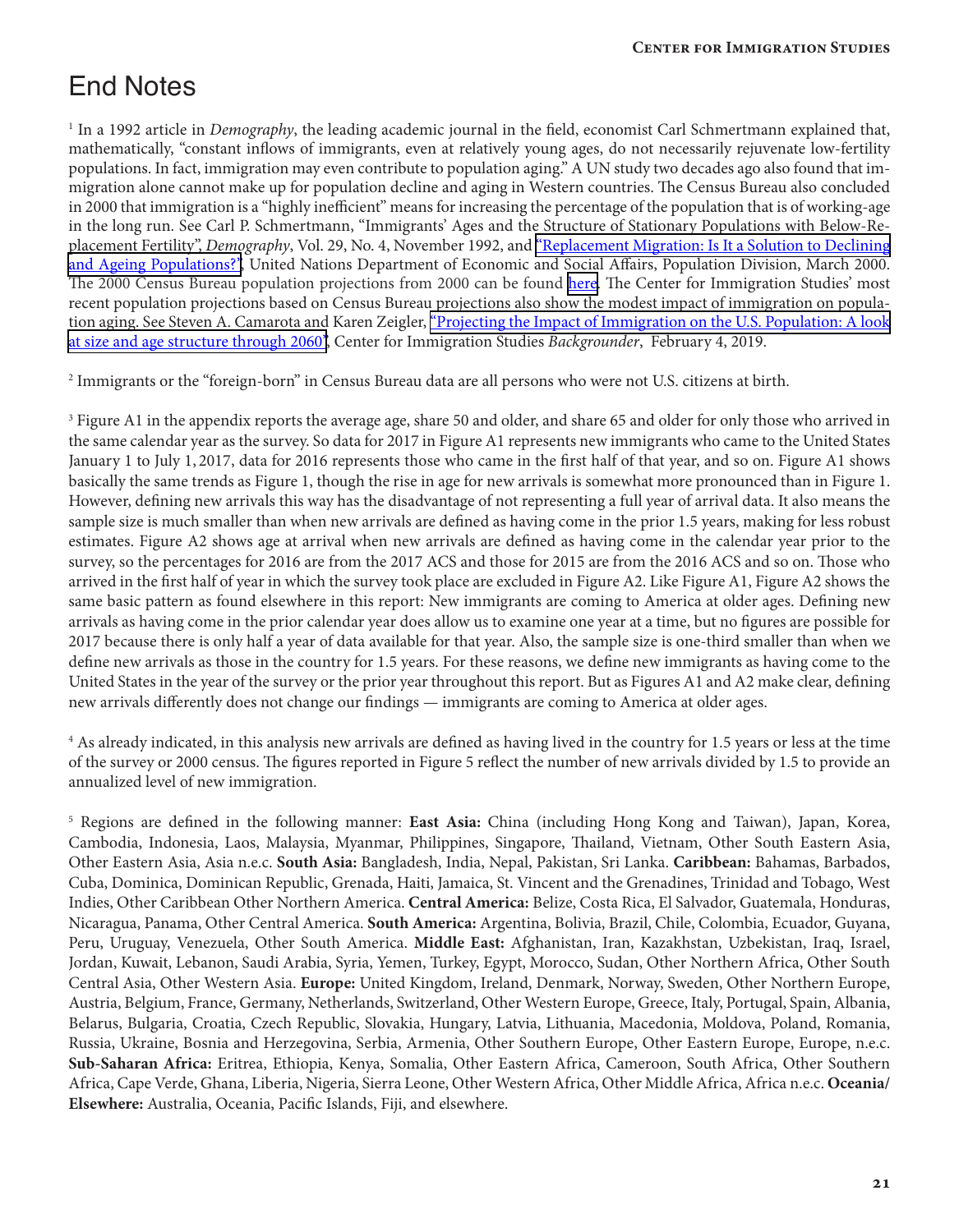# End Notes

[1] In a 1992 article in *Demography*, the leading academic journal in the field, economist Carl Schmertmann explained that, mathematically, "constant inflows of immigrants, even at relatively young ages, do not necessarily rejuvenate low-fertility populations. In fact, immigration may even contribute to population aging." A UN study two decades ago also found that immigration alone cannot make up for population decline and aging in Western countries. The Census Bureau also concluded in 2000 that immigration is a "highly inefficient" means for increasing the percentage of the population that is of working-age in the long run. See Carl P. Schmertmann, "Immigrants' Ages and the Structure of Stationary Populations with Below-Replacement Fertility", *Demography*, Vol. 29, No. 4, November 1992, and "Replacement Migration: Is It a Solution to Declining and Ageing Populations?", United Nations Department of Economic and Social Affairs, Population Division, March 2000. The 2000 Census Bureau population projections from 2000 can be found here. The Center for Immigration Studies' most recent population projections based on Census Bureau projections also show the modest impact of immigration on population aging. See Steven A. Camarota and Karen Zeigler, "Projecting the Impact of Immigration on the U.S. Population: A look at size and age structure through 2060", Center for Immigration Studies *Backgrounder*, February 4, 2019.

[2] Immigrants or the "foreign-born" in Census Bureau data are all persons who were not U.S. citizens at birth.

[3] Figure A1 in the appendix reports the average age, share 50 and older, and share 65 and older for only those who arrived in the same calendar year as the survey. So data for 2017 in Figure A1 represents new immigrants who came to the United States January 1 to July 1, 2017, data for 2016 represents those who came in the first half of that year, and so on. Figure A1 shows basically the same trends as Figure 1, though the rise in age for new arrivals is somewhat more pronounced than in Figure 1. However, defining new arrivals this way has the disadvantage of not representing a full year of arrival data. It also means the sample size is much smaller than when new arrivals are defined as having come in the prior 1.5 years, making for less robust estimates. Figure A2 shows age at arrival when new arrivals are defined as having come in the calendar year prior to the survey, so the percentages for 2016 are from the 2017 ACS and those for 2015 are from the 2016 ACS and so on. Those who arrived in the first half of year in which the survey took place are excluded in Figure A2. Like Figure A1, Figure A2 shows the same basic pattern as found elsewhere in this report: New immigrants are coming to America at older ages. Defining new arrivals as having come in the prior calendar year does allow us to examine one year at a time, but no figures are possible for 2017 because there is only half a year of data available for that year. Also, the sample size is one-third smaller than when we define new arrivals as those in the country for 1.5 years. For these reasons, we define new immigrants as having come to the United States in the year of the survey or the prior year throughout this report. But as Figures A1 and A2 make clear, defining new arrivals differently does not change our findings — immigrants are coming to America at older ages.

[4] As already indicated, in this analysis new arrivals are defined as having lived in the country for 1.5 years or less at the time of the survey or 2000 census. The figures reported in Figure 5 reflect the number of new arrivals divided by 1.5 to provide an annualized level of new immigration.

[5] Regions are defined in the following manner: **East Asia:** China (including Hong Kong and Taiwan), Japan, Korea, Cambodia, Indonesia, Laos, Malaysia, Myanmar, Philippines, Singapore, Thailand, Vietnam, Other South Eastern Asia, Other Eastern Asia, Asia n.e.c. **South Asia:** Bangladesh, India, Nepal, Pakistan, Sri Lanka. **Caribbean:** Bahamas, Barbados, Cuba, Dominica, Dominican Republic, Grenada, Haiti, Jamaica, St. Vincent and the Grenadines, Trinidad and Tobago, West Indies, Other Caribbean Other Northern America. **Central America:** Belize, Costa Rica, El Salvador, Guatemala, Honduras, Nicaragua, Panama, Other Central America. **South America:** Argentina, Bolivia, Brazil, Chile, Colombia, Ecuador, Guyana, Peru, Uruguay, Venezuela, Other South America. **Middle East:** Afghanistan, Iran, Kazakhstan, Uzbekistan, Iraq, Israel, Jordan, Kuwait, Lebanon, Saudi Arabia, Syria, Yemen, Turkey, Egypt, Morocco, Sudan, Other Northern Africa, Other South Central Asia, Other Western Asia. **Europe:** United Kingdom, Ireland, Denmark, Norway, Sweden, Other Northern Europe, Austria, Belgium, France, Germany, Netherlands, Switzerland, Other Western Europe, Greece, Italy, Portugal, Spain, Albania, Belarus, Bulgaria, Croatia, Czech Republic, Slovakia, Hungary, Latvia, Lithuania, Macedonia, Moldova, Poland, Romania, Russia, Ukraine, Bosnia and Herzegovina, Serbia, Armenia, Other Southern Europe, Other Eastern Europe, Europe, n.e.c. **Sub-Saharan Africa:** Eritrea, Ethiopia, Kenya, Somalia, Other Eastern Africa, Cameroon, South Africa, Other Southern Africa, Cape Verde, Ghana, Liberia, Nigeria, Sierra Leone, Other Western Africa, Other Middle Africa, Africa n.e.c. **Oceania/ Elsewhere:** Australia, Oceania, Pacific Islands, Fiji, and elsewhere.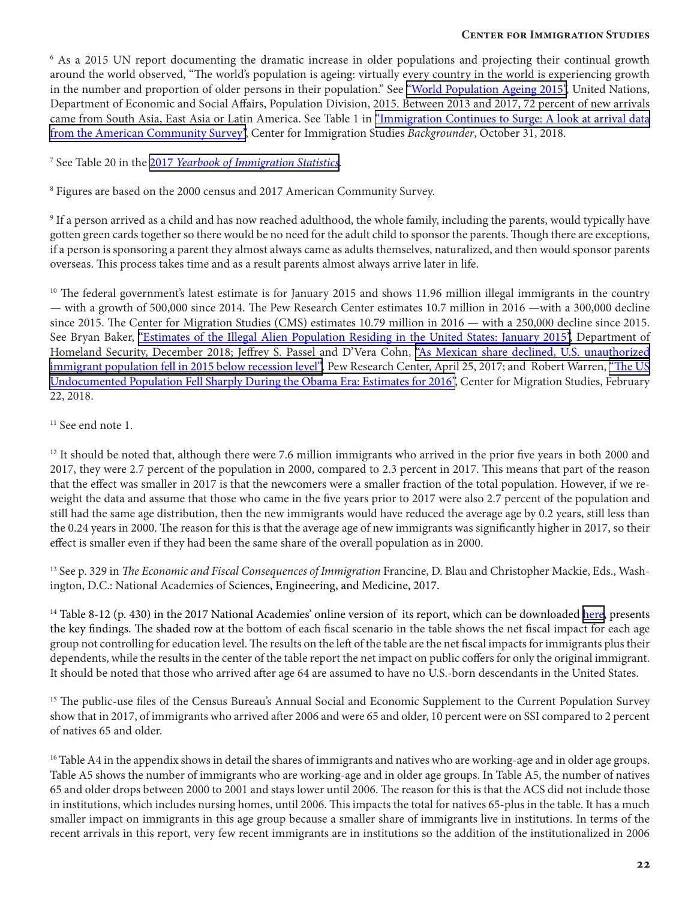[6] As a 2015 UN report documenting the dramatic increase in older populations and projecting their continual growth around the world observed, "The world's population is ageing: virtually every country in the world is experiencing growth in the number and proportion of older persons in their population." See "World Population Ageing 2015", United Nations, Department of Economic and Social Affairs, Population Division, 2015. Between 2013 and 2017, 72 percent of new arrivals came from South Asia, East Asia or Latin America. See Table 1 in "Immigration Continues to Surge: A look at arrival data from the American Community Survey", Center for Immigration Studies *Backgrounder*, October 31, 2018.

[7] See Table 20 in the 2017 *Yearbook of Immigration Statistics*.

[8] Figures are based on the 2000 census and 2017 American Community Survey.

[9] If a person arrived as a child and has now reached adulthood, the whole family, including the parents, would typically have gotten green cards together so there would be no need for the adult child to sponsor the parents. Though there are exceptions, if a person is sponsoring a parent they almost always came as adults themselves, naturalized, and then would sponsor parents overseas. This process takes time and as a result parents almost always arrive later in life.

[10] The federal government's latest estimate is for January 2015 and shows 11.96 million illegal immigrants in the country — with a growth of 500,000 since 2014. The Pew Research Center estimates 10.7 million in 2016 —with a 300,000 decline since 2015. The Center for Migration Studies (CMS) estimates 10.79 million in 2016 — with a 250,000 decline since 2015. See Bryan Baker, "Estimates of the Illegal Alien Population Residing in the United States: January 2015", Department of Homeland Security, December 2018; Jeffrey S. Passel and D'Vera Cohn, "As Mexican share declined, U.S. unauthorized immigrant population fell in 2015 below recession level", Pew Research Center, April 25, 2017; and Robert Warren, "The US Undocumented Population Fell Sharply During the Obama Era: Estimates for 2016", Center for Migration Studies, February 22, 2018.

[11] See end note 1.

[12] It should be noted that, although there were 7.6 million immigrants who arrived in the prior five years in both 2000 and 2017, they were 2.7 percent of the population in 2000, compared to 2.3 percent in 2017. This means that part of the reason that the effect was smaller in 2017 is that the newcomers were a smaller fraction of the total population. However, if we re-weight the data and assume that those who came in the five years prior to 2017 were also 2.7 percent of the population and still had the same age distribution, then the new immigrants would have reduced the average age by 0.2 years, still less than the 0.24 years in 2000. The reason for this is that the average age of new immigrants was significantly higher in 2017, so their effect is smaller even if they had been the same share of the overall population as in 2000.

[13] See p. 329 in *The Economic and Fiscal Consequences of Immigration* Francine, D. Blau and Christopher Mackie, Eds., Washington, D.C.: National Academies of Sciences, Engineering, and Medicine, 2017.

[14] Table 8-12 (p. 430) in the 2017 National Academies' online version of its report, which can be downloaded here, presents the key findings. The shaded row at the bottom of each fiscal scenario in the table shows the net fiscal impact for each age group not controlling for education level. The results on the left of the table are the net fiscal impacts for immigrants plus their dependents, while the results in the center of the table report the net impact on public coffers for only the original immigrant. It should be noted that those who arrived after age 64 are assumed to have no U.S.-born descendants in the United States.

[15] The public-use files of the Census Bureau's Annual Social and Economic Supplement to the Current Population Survey show that in 2017, of immigrants who arrived after 2006 and were 65 and older, 10 percent were on SSI compared to 2 percent of natives 65 and older.

[16] Table A4 in the appendix shows in detail the shares of immigrants and natives who are working-age and in older age groups. Table A5 shows the number of immigrants who are working-age and in older age groups. In Table A5, the number of natives 65 and older drops between 2000 to 2001 and stays lower until 2006. The reason for this is that the ACS did not include those in institutions, which includes nursing homes, until 2006. This impacts the total for natives 65-plus in the table. It has a much smaller impact on immigrants in this age group because a smaller share of immigrants live in institutions. In terms of the recent arrivals in this report, very few recent immigrants are in institutions so the addition of the institutionalized in 2006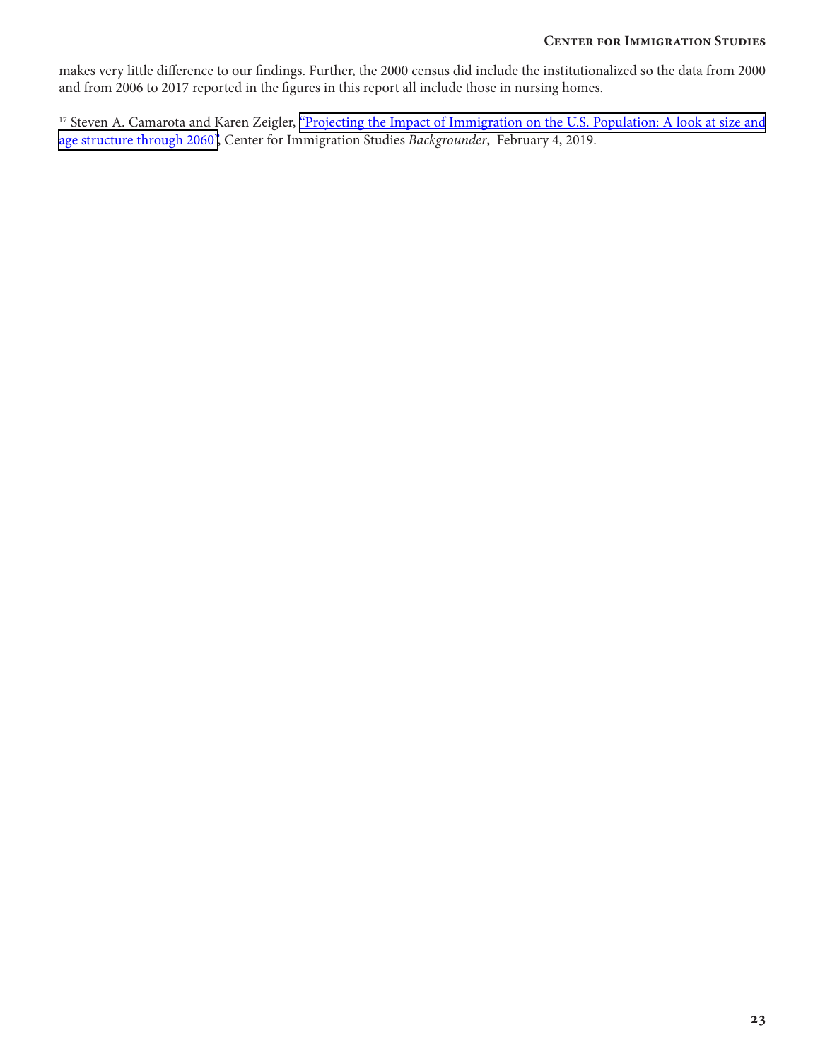makes very little difference to our findings. Further, the 2000 census did include the institutionalized so the data from 2000 and from 2006 to 2017 reported in the figures in this report all include those in nursing homes.

[17] Steven A. Camarota and Karen Zeigler, "Projecting the Impact of Immigration on the U.S. Population: A look at size and age structure through 2060", Center for Immigration Studies *Backgrounder*, February 4, 2019.